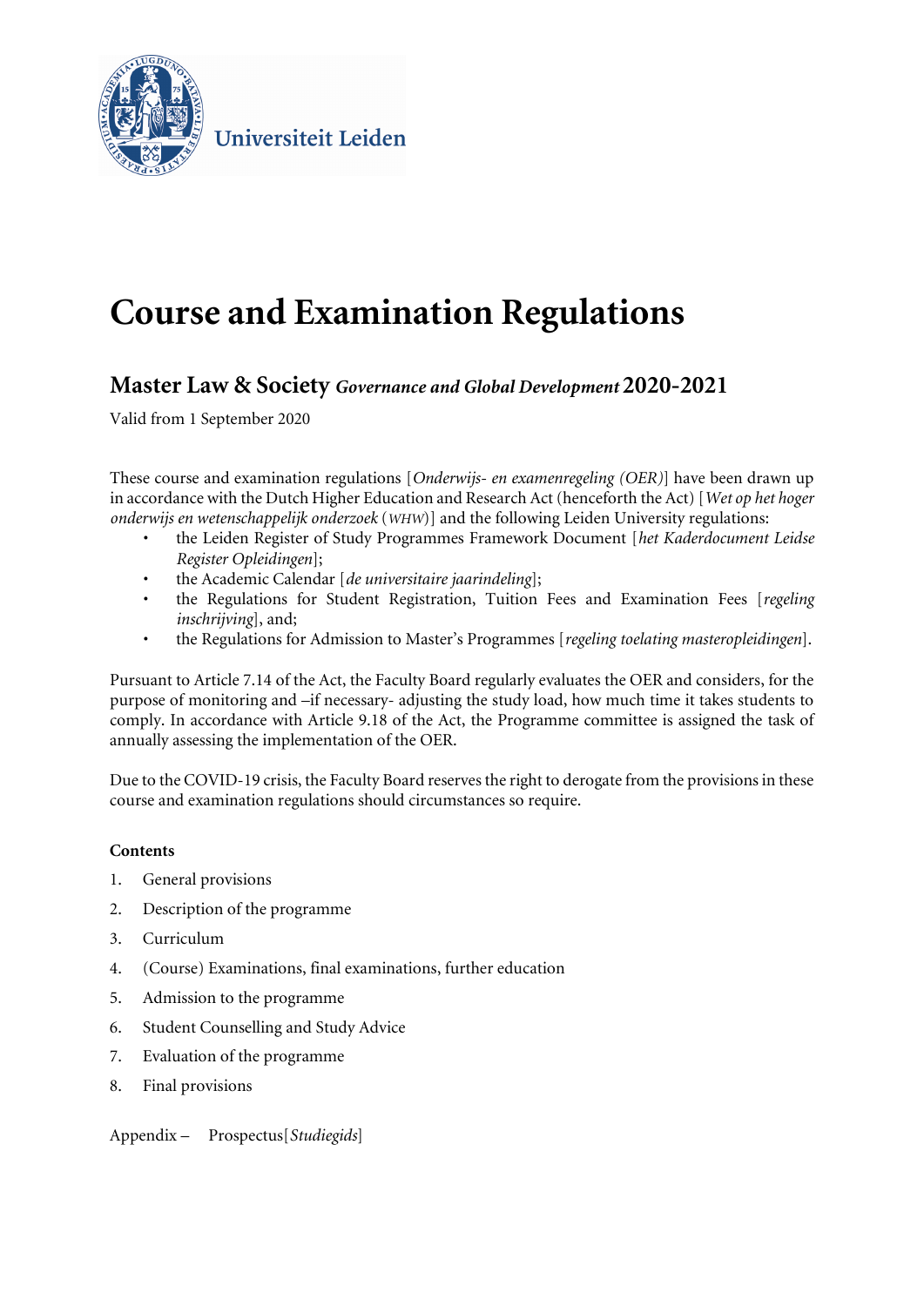Universiteit Leiden

# Course and Examination Regulations

## Master Law & Society *Governance and Global Development* 2020-2021

Valid from 1 September 2020

These course and examination regulations [*Onderwijs- en examenregeling (OER)*] have been drawn up in accordance with the Dutch Higher Education and Research Act (henceforth the Act) [*Wet op het hoger onderwijs en wetenschappelijk onderzoek* (*WHW*)] and the following Leiden University regulations:

- the Leiden Register of Study Programmes Framework Document [*het Kaderdocument Leidse Register Opleidingen*];
- the Academic Calendar [*de universitaire jaarindeling*];
- the Regulations for Student Registration, Tuition Fees and Examination Fees [*regeling inschrijving*], and;
- the Regulations for Admission to Master's Programmes [*regeling toelating masteropleidingen*].

Pursuant to Article 7.14 of the Act, the Faculty Board regularly evaluates the OER and considers, for the purpose of monitoring and –if necessary- adjusting the study load, how much time it takes students to comply. In accordance with Article 9.18 of the Act, the Programme committee is assigned the task of annually assessing the implementation of the OER.

Due to the COVID-19 crisis, the Faculty Board reserves the right to derogate from the provisions in these course and examination regulations should circumstances so require.

**Contents**

1. General provisions
2. Description of the programme
3. Curriculum
4. (Course) Examinations, final examinations, further education
5. Admission to the programme
6. Student Counselling and Study Advice
7. Evaluation of the programme
8. Final provisions

Appendix – Prospectus[*Studiegids*]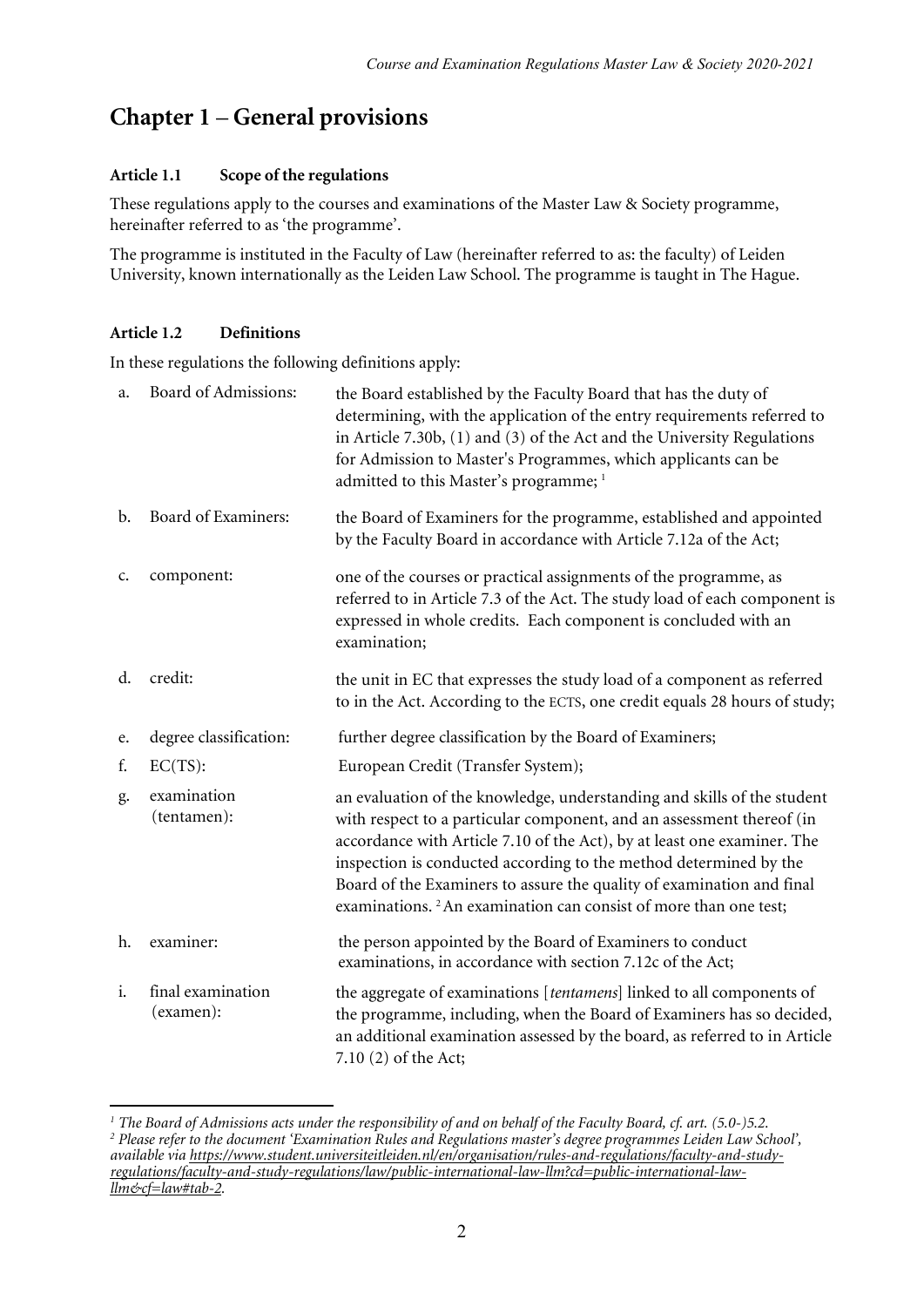# Chapter 1 – General provisions

**Article 1.1 Scope of the regulations**

These regulations apply to the courses and examinations of the Master Law & Society programme, hereinafter referred to as 'the programme'.

The programme is instituted in the Faculty of Law (hereinafter referred to as: the faculty) of Leiden University, known internationally as the Leiden Law School. The programme is taught in The Hague.

**Article 1.2 Definitions**

In these regulations the following definitions apply:

a. Board of Admissions: the Board established by the Faculty Board that has the duty of determining, with the application of the entry requirements referred to in Article 7.30b, (1) and (3) of the Act and the University Regulations for Admission to Master's Programmes, which applicants can be admitted to this Master's programme; [1]

b. Board of Examiners: the Board of Examiners for the programme, established and appointed by the Faculty Board in accordance with Article 7.12a of the Act;

c. component: one of the courses or practical assignments of the programme, as referred to in Article 7.3 of the Act. The study load of each component is expressed in whole credits. Each component is concluded with an examination;

d. credit: the unit in EC that expresses the study load of a component as referred to in the Act. According to the ECTS, one credit equals 28 hours of study;

e. degree classification: further degree classification by the Board of Examiners;

f. EC(TS): European Credit (Transfer System);

g. examination (tentamen): an evaluation of the knowledge, understanding and skills of the student with respect to a particular component, and an assessment thereof (in accordance with Article 7.10 of the Act), by at least one examiner. The inspection is conducted according to the method determined by the Board of the Examiners to assure the quality of examination and final examinations. [2] An examination can consist of more than one test;

h. examiner: the person appointed by the Board of Examiners to conduct examinations, in accordance with section 7.12c of the Act;

i. final examination (examen): the aggregate of examinations [*tentamens*] linked to all components of the programme, including, when the Board of Examiners has so decided, an additional examination assessed by the board, as referred to in Article 7.10 (2) of the Act;

---

*[1] The Board of Admissions acts under the responsibility of and on behalf of the Faculty Board, cf. art. (5.0-)5.2.*

*[2] Please refer to the document 'Examination Rules and Regulations master's degree programmes Leiden Law School', available via https://www.student.universiteitleiden.nl/en/organisation/rules-and-regulations/faculty-and-study-regulations/faculty-and-study-regulations/law/public-international-law-llm?cd=public-international-law-llm&cf=law#tab-2.*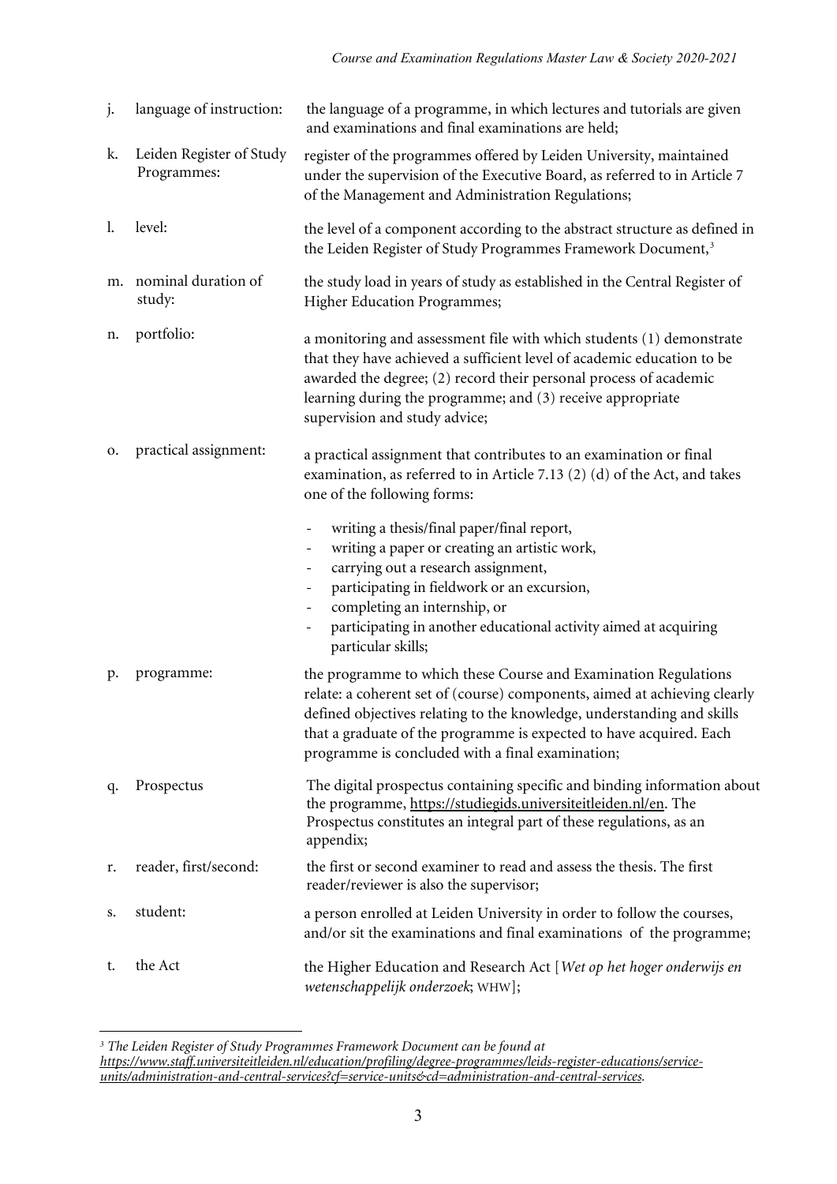j. language of instruction: the language of a programme, in which lectures and tutorials are given and examinations and final examinations are held;

k. Leiden Register of Study Programmes: register of the programmes offered by Leiden University, maintained under the supervision of the Executive Board, as referred to in Article 7 of the Management and Administration Regulations;

l. level: the level of a component according to the abstract structure as defined in the Leiden Register of Study Programmes Framework Document,[3]

m. nominal duration of study: the study load in years of study as established in the Central Register of Higher Education Programmes;

n. portfolio: a monitoring and assessment file with which students (1) demonstrate that they have achieved a sufficient level of academic education to be awarded the degree; (2) record their personal process of academic learning during the programme; and (3) receive appropriate supervision and study advice;

o. practical assignment: a practical assignment that contributes to an examination or final examination, as referred to in Article 7.13 (2) (d) of the Act, and takes one of the following forms:

- writing a thesis/final paper/final report,
- writing a paper or creating an artistic work,
- carrying out a research assignment,
- participating in fieldwork or an excursion,
- completing an internship, or
- participating in another educational activity aimed at acquiring particular skills;

p. programme: the programme to which these Course and Examination Regulations relate: a coherent set of (course) components, aimed at achieving clearly defined objectives relating to the knowledge, understanding and skills that a graduate of the programme is expected to have acquired. Each programme is concluded with a final examination;

q. Prospectus The digital prospectus containing specific and binding information about the programme, https://studiegids.universiteitleiden.nl/en. The Prospectus constitutes an integral part of these regulations, as an appendix;

r. reader, first/second: the first or second examiner to read and assess the thesis. The first reader/reviewer is also the supervisor;

s. student: a person enrolled at Leiden University in order to follow the courses, and/or sit the examinations and final examinations of the programme;

t. the Act the Higher Education and Research Act [*Wet op het hoger onderwijs en wetenschappelijk onderzoek*; WHW];

---

[3] *The Leiden Register of Study Programmes Framework Document can be found at https://www.staff.universiteitleiden.nl/education/profiling/degree-programmes/leids-register-educations/service-units/administration-and-central-services?cf=service-units&cd=administration-and-central-services.*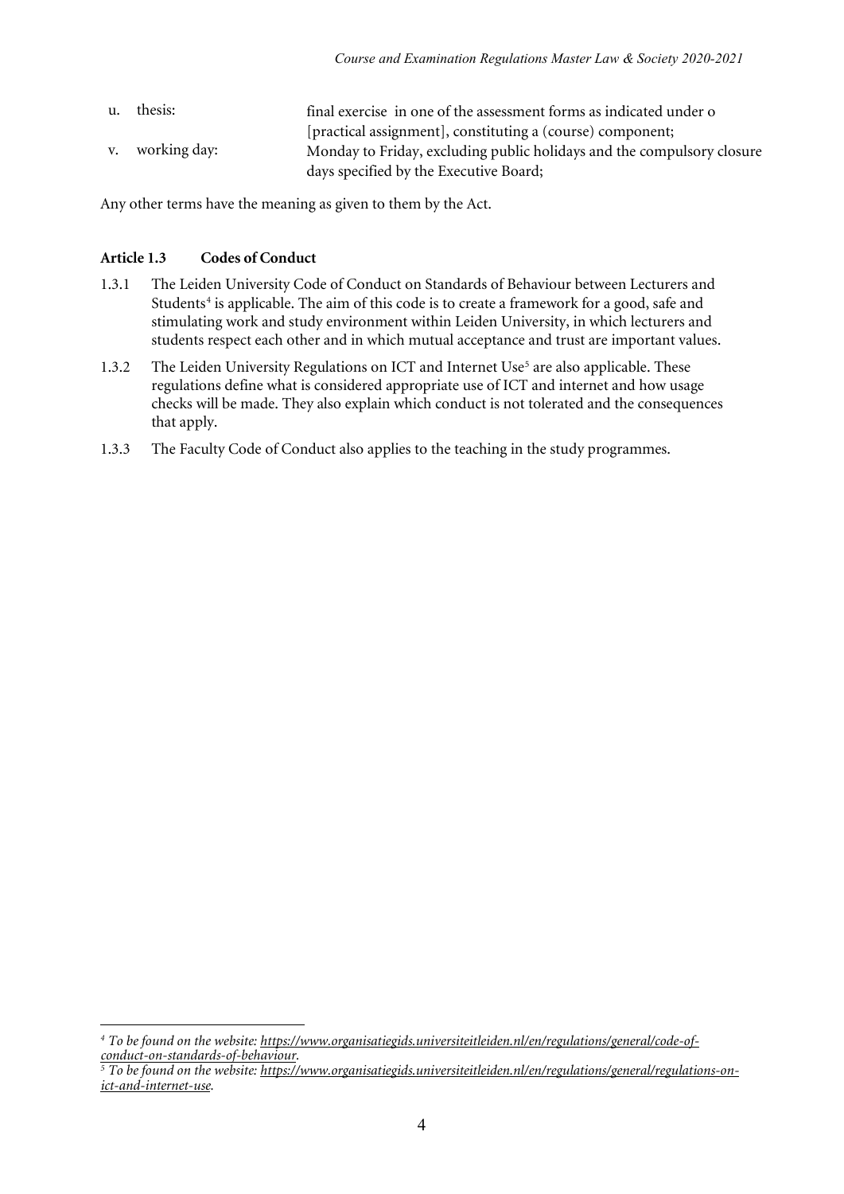u. thesis: final exercise in one of the assessment forms as indicated under o [practical assignment], constituting a (course) component;

v. working day: Monday to Friday, excluding public holidays and the compulsory closure days specified by the Executive Board;

Any other terms have the meaning as given to them by the Act.

### Article 1.3 Codes of Conduct

1.3.1 The Leiden University Code of Conduct on Standards of Behaviour between Lecturers and Students[4] is applicable. The aim of this code is to create a framework for a good, safe and stimulating work and study environment within Leiden University, in which lecturers and students respect each other and in which mutual acceptance and trust are important values.

1.3.2 The Leiden University Regulations on ICT and Internet Use[5] are also applicable. These regulations define what is considered appropriate use of ICT and internet and how usage checks will be made. They also explain which conduct is not tolerated and the consequences that apply.

1.3.3 The Faculty Code of Conduct also applies to the teaching in the study programmes.

---

[4] *To be found on the website: https://www.organisatiegids.universiteitleiden.nl/en/regulations/general/code-of-conduct-on-standards-of-behaviour.*

[5] *To be found on the website: https://www.organisatiegids.universiteitleiden.nl/en/regulations/general/regulations-on-ict-and-internet-use.*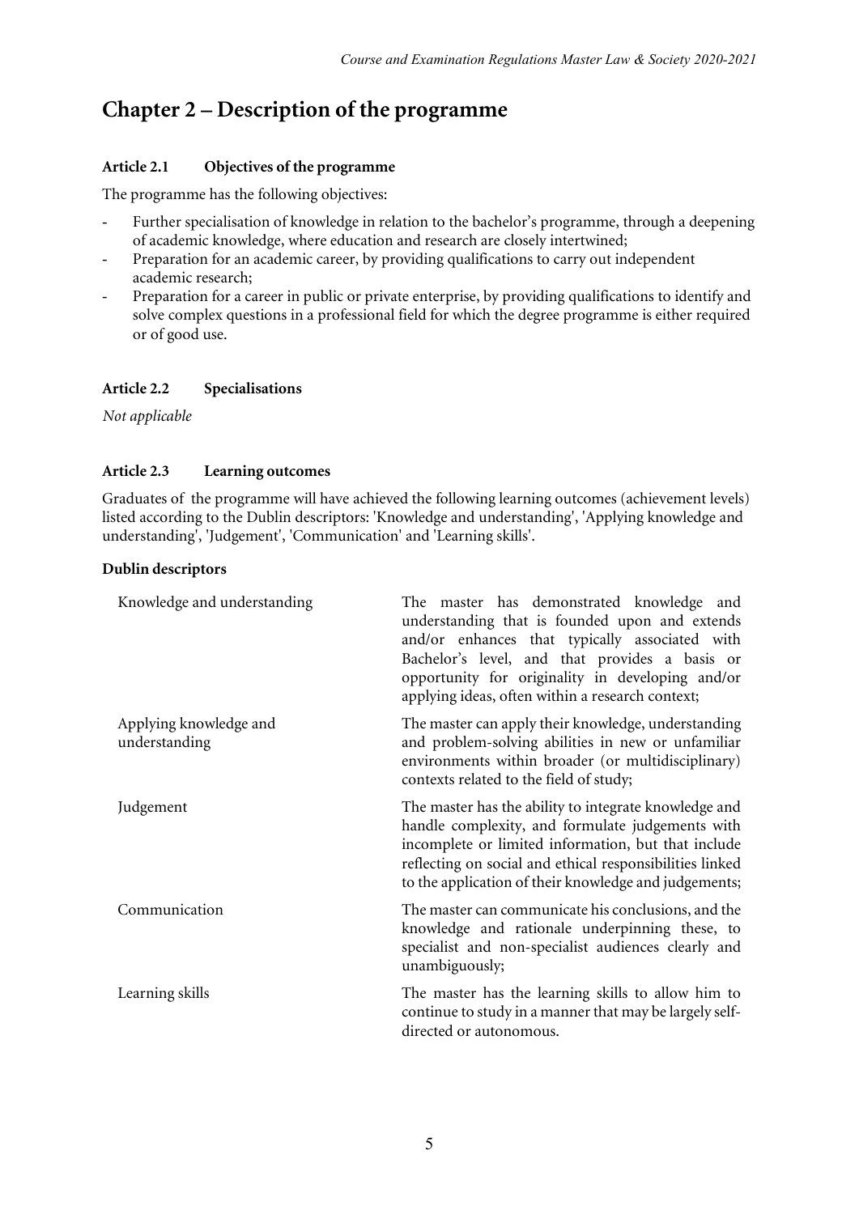# Chapter 2 – Description of the programme

### Article 2.1 Objectives of the programme

The programme has the following objectives:

- Further specialisation of knowledge in relation to the bachelor's programme, through a deepening of academic knowledge, where education and research are closely intertwined;
- Preparation for an academic career, by providing qualifications to carry out independent academic research;
- Preparation for a career in public or private enterprise, by providing qualifications to identify and solve complex questions in a professional field for which the degree programme is either required or of good use.

### Article 2.2 Specialisations

*Not applicable*

### Article 2.3 Learning outcomes

Graduates of the programme will have achieved the following learning outcomes (achievement levels) listed according to the Dublin descriptors: 'Knowledge and understanding', 'Applying knowledge and understanding', 'Judgement', 'Communication' and 'Learning skills'.

**Dublin descriptors**

| | |
|---|---|
| Knowledge and understanding | The master has demonstrated knowledge and understanding that is founded upon and extends and/or enhances that typically associated with Bachelor's level, and that provides a basis or opportunity for originality in developing and/or applying ideas, often within a research context; |
| Applying knowledge and understanding | The master can apply their knowledge, understanding and problem-solving abilities in new or unfamiliar environments within broader (or multidisciplinary) contexts related to the field of study; |
| Judgement | The master has the ability to integrate knowledge and handle complexity, and formulate judgements with incomplete or limited information, but that include reflecting on social and ethical responsibilities linked to the application of their knowledge and judgements; |
| Communication | The master can communicate his conclusions, and the knowledge and rationale underpinning these, to specialist and non-specialist audiences clearly and unambiguously; |
| Learning skills | The master has the learning skills to allow him to continue to study in a manner that may be largely self-directed or autonomous. |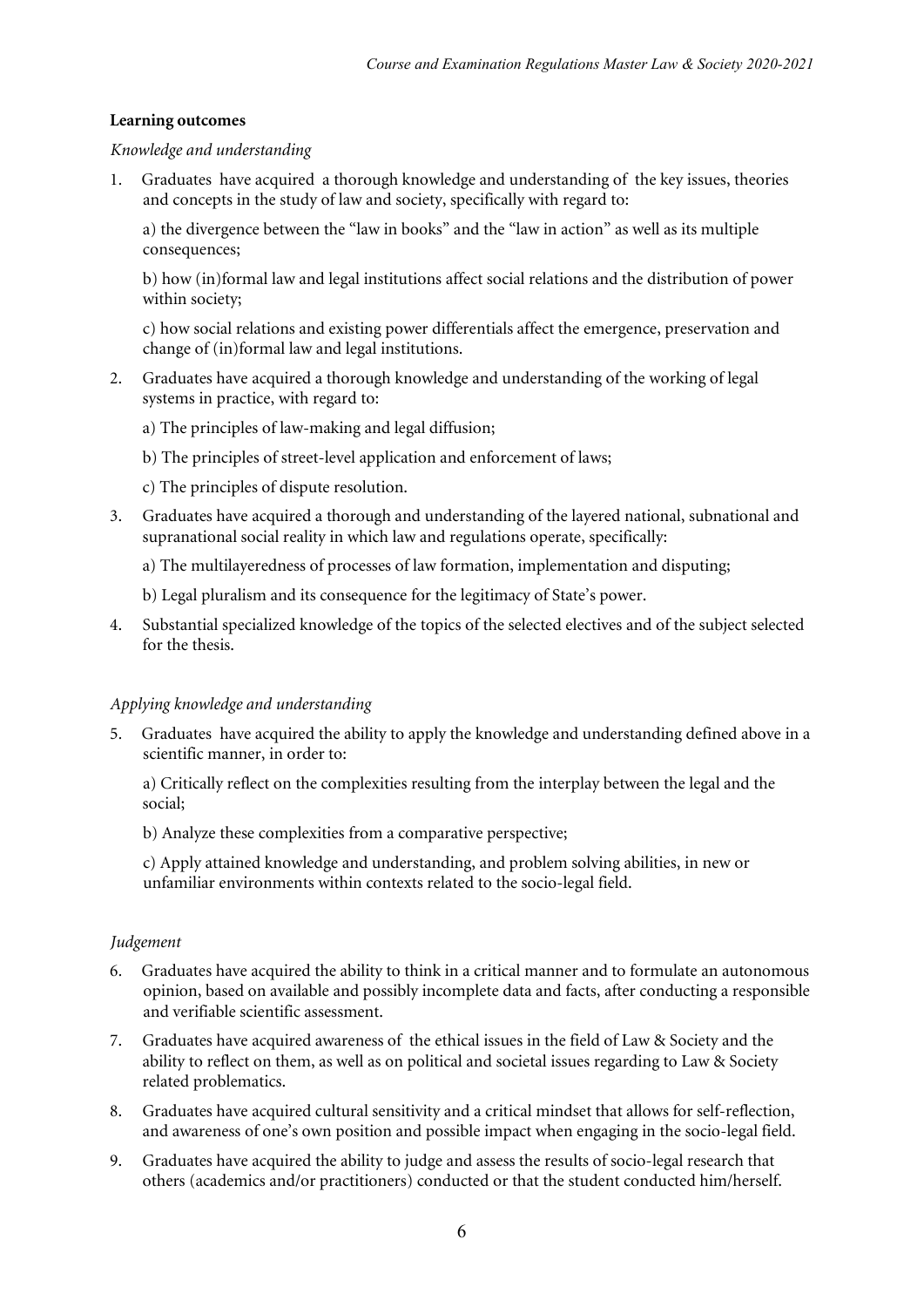**Learning outcomes**

*Knowledge and understanding*

1. Graduates have acquired a thorough knowledge and understanding of the key issues, theories and concepts in the study of law and society, specifically with regard to:

   a) the divergence between the "law in books" and the "law in action" as well as its multiple consequences;

   b) how (in)formal law and legal institutions affect social relations and the distribution of power within society;

   c) how social relations and existing power differentials affect the emergence, preservation and change of (in)formal law and legal institutions.

2. Graduates have acquired a thorough knowledge and understanding of the working of legal systems in practice, with regard to:

   a) The principles of law-making and legal diffusion;

   b) The principles of street-level application and enforcement of laws;

   c) The principles of dispute resolution.

3. Graduates have acquired a thorough and understanding of the layered national, subnational and supranational social reality in which law and regulations operate, specifically:

   a) The multilayeredness of processes of law formation, implementation and disputing;

   b) Legal pluralism and its consequence for the legitimacy of State's power.

4. Substantial specialized knowledge of the topics of the selected electives and of the subject selected for the thesis.

*Applying knowledge and understanding*

5. Graduates have acquired the ability to apply the knowledge and understanding defined above in a scientific manner, in order to:

   a) Critically reflect on the complexities resulting from the interplay between the legal and the social;

   b) Analyze these complexities from a comparative perspective;

   c) Apply attained knowledge and understanding, and problem solving abilities, in new or unfamiliar environments within contexts related to the socio-legal field.

*Judgement*

6. Graduates have acquired the ability to think in a critical manner and to formulate an autonomous opinion, based on available and possibly incomplete data and facts, after conducting a responsible and verifiable scientific assessment.
7. Graduates have acquired awareness of the ethical issues in the field of Law & Society and the ability to reflect on them, as well as on political and societal issues regarding to Law & Society related problematics.
8. Graduates have acquired cultural sensitivity and a critical mindset that allows for self-reflection, and awareness of one's own position and possible impact when engaging in the socio-legal field.
9. Graduates have acquired the ability to judge and assess the results of socio-legal research that others (academics and/or practitioners) conducted or that the student conducted him/herself.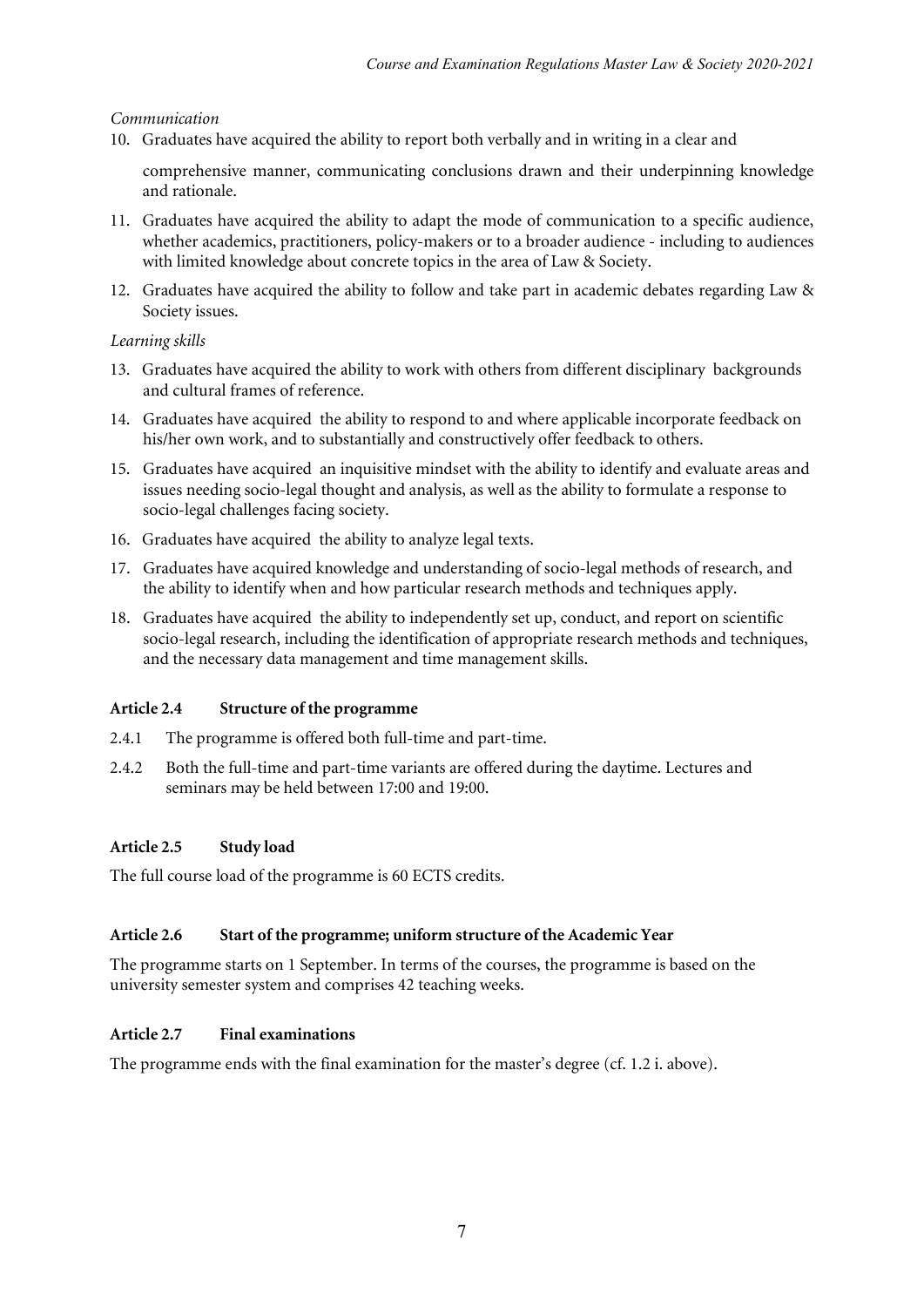*Communication*

10. Graduates have acquired the ability to report both verbally and in writing in a clear and comprehensive manner, communicating conclusions drawn and their underpinning knowledge and rationale.
11. Graduates have acquired the ability to adapt the mode of communication to a specific audience, whether academics, practitioners, policy-makers or to a broader audience - including to audiences with limited knowledge about concrete topics in the area of Law & Society.
12. Graduates have acquired the ability to follow and take part in academic debates regarding Law & Society issues.

*Learning skills*

13. Graduates have acquired the ability to work with others from different disciplinary backgrounds and cultural frames of reference.
14. Graduates have acquired the ability to respond to and where applicable incorporate feedback on his/her own work, and to substantially and constructively offer feedback to others.
15. Graduates have acquired an inquisitive mindset with the ability to identify and evaluate areas and issues needing socio-legal thought and analysis, as well as the ability to formulate a response to socio-legal challenges facing society.
16. Graduates have acquired the ability to analyze legal texts.
17. Graduates have acquired knowledge and understanding of socio-legal methods of research, and the ability to identify when and how particular research methods and techniques apply.
18. Graduates have acquired the ability to independently set up, conduct, and report on scientific socio-legal research, including the identification of appropriate research methods and techniques, and the necessary data management and time management skills.

### Article 2.4 Structure of the programme

2.4.1 The programme is offered both full-time and part-time.

2.4.2 Both the full-time and part-time variants are offered during the daytime. Lectures and seminars may be held between 17:00 and 19:00.

### Article 2.5 Study load

The full course load of the programme is 60 ECTS credits.

### Article 2.6 Start of the programme; uniform structure of the Academic Year

The programme starts on 1 September. In terms of the courses, the programme is based on the university semester system and comprises 42 teaching weeks.

### Article 2.7 Final examinations

The programme ends with the final examination for the master's degree (cf. 1.2 i. above).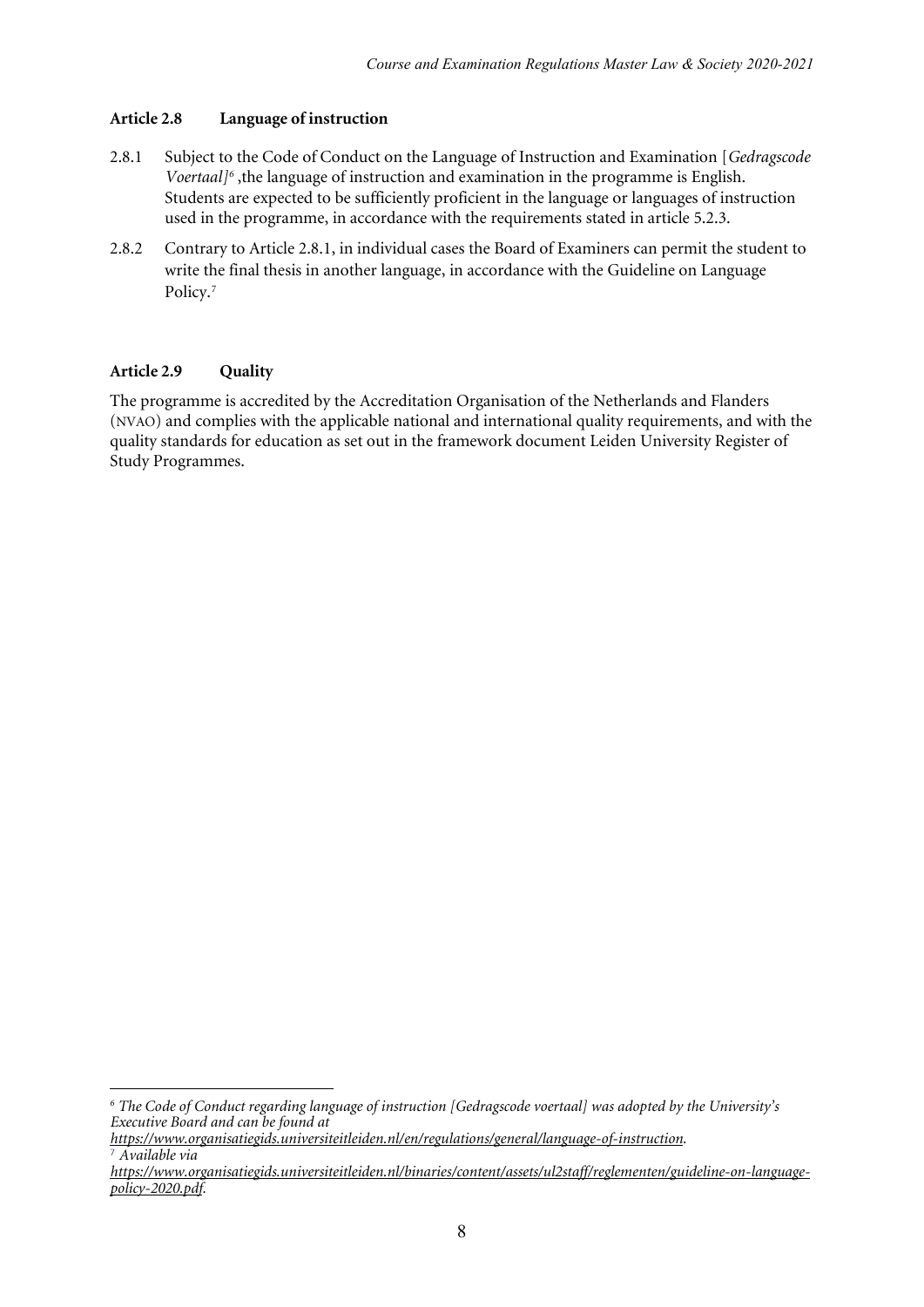**Article 2.8 Language of instruction**

2.8.1 Subject to the Code of Conduct on the Language of Instruction and Examination [*Gedragscode Voertaal]*[6] ,the language of instruction and examination in the programme is English. Students are expected to be sufficiently proficient in the language or languages of instruction used in the programme, in accordance with the requirements stated in article 5.2.3.

2.8.2 Contrary to Article 2.8.1, in individual cases the Board of Examiners can permit the student to write the final thesis in another language, in accordance with the Guideline on Language Policy.[7]

**Article 2.9 Quality**

The programme is accredited by the Accreditation Organisation of the Netherlands and Flanders (NVAO) and complies with the applicable national and international quality requirements, and with the quality standards for education as set out in the framework document Leiden University Register of Study Programmes.

---

[6] *The Code of Conduct regarding language of instruction [Gedragscode voertaal] was adopted by the University's Executive Board and can be found at https://www.organisatiegids.universiteitleiden.nl/en/regulations/general/language-of-instruction.*

[7] *Available via https://www.organisatiegids.universiteitleiden.nl/binaries/content/assets/ul2staff/reglementen/guideline-on-language-policy-2020.pdf.*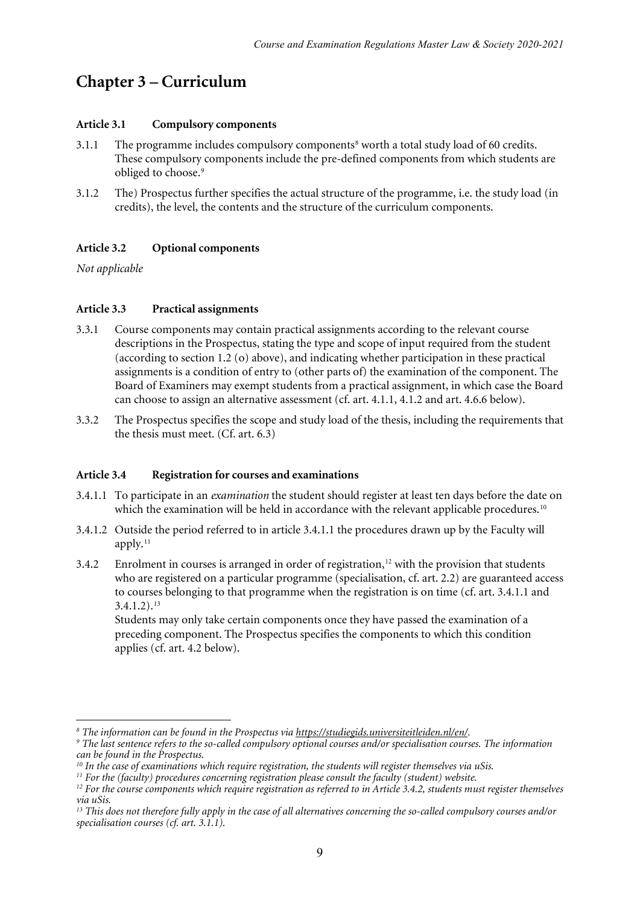# Chapter 3 – Curriculum

### Article 3.1 Compulsory components

3.1.1 The programme includes compulsory components[8] worth a total study load of 60 credits. These compulsory components include the pre-defined components from which students are obliged to choose.[9]

3.1.2 The) Prospectus further specifies the actual structure of the programme, i.e. the study load (in credits), the level, the contents and the structure of the curriculum components.

### Article 3.2 Optional components

*Not applicable*

### Article 3.3 Practical assignments

3.3.1 Course components may contain practical assignments according to the relevant course descriptions in the Prospectus, stating the type and scope of input required from the student (according to section 1.2 (o) above), and indicating whether participation in these practical assignments is a condition of entry to (other parts of) the examination of the component. The Board of Examiners may exempt students from a practical assignment, in which case the Board can choose to assign an alternative assessment (cf. art. 4.1.1, 4.1.2 and art. 4.6.6 below).

3.3.2 The Prospectus specifies the scope and study load of the thesis, including the requirements that the thesis must meet. (Cf. art. 6.3)

### Article 3.4 Registration for courses and examinations

3.4.1.1 To participate in an *examination* the student should register at least ten days before the date on which the examination will be held in accordance with the relevant applicable procedures.[10]

3.4.1.2 Outside the period referred to in article 3.4.1.1 the procedures drawn up by the Faculty will apply.[11]

3.4.2 Enrolment in courses is arranged in order of registration,[12] with the provision that students who are registered on a particular programme (specialisation, cf. art. 2.2) are guaranteed access to courses belonging to that programme when the registration is on time (cf. art. 3.4.1.1 and 3.4.1.2).[13]
Students may only take certain components once they have passed the examination of a preceding component. The Prospectus specifies the components to which this condition applies (cf. art. 4.2 below).

---

*[8] The information can be found in the Prospectus via https://studiegids.universiteitleiden.nl/en/.*

*[9] The last sentence refers to the so-called compulsory optional courses and/or specialisation courses. The information can be found in the Prospectus.*

*[10] In the case of examinations which require registration, the students will register themselves via uSis.*

*[11] For the (faculty) procedures concerning registration please consult the faculty (student) website.*

*[12] For the course components which require registration as referred to in Article 3.4.2, students must register themselves via uSis.*

*[13] This does not therefore fully apply in the case of all alternatives concerning the so-called compulsory courses and/or specialisation courses (cf. art. 3.1.1).*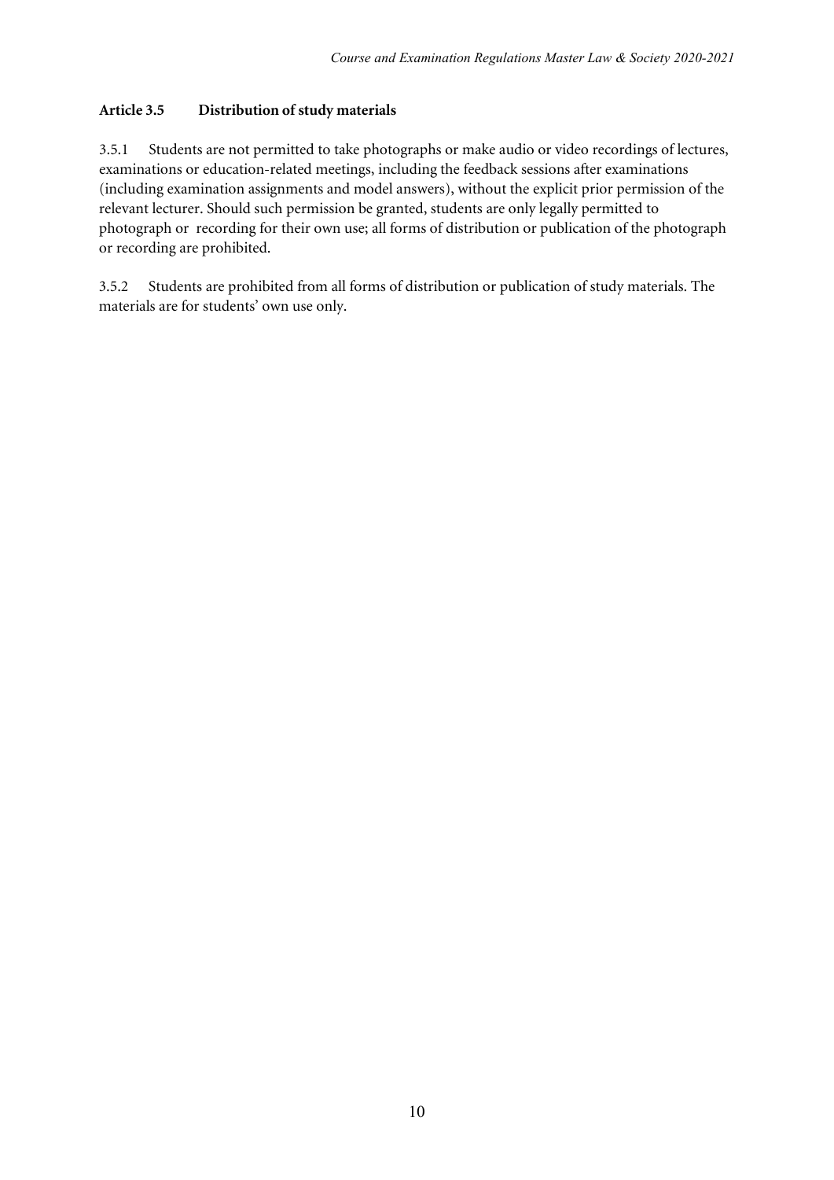### Article 3.5 Distribution of study materials

3.5.1 Students are not permitted to take photographs or make audio or video recordings of lectures, examinations or education-related meetings, including the feedback sessions after examinations (including examination assignments and model answers), without the explicit prior permission of the relevant lecturer. Should such permission be granted, students are only legally permitted to photograph or recording for their own use; all forms of distribution or publication of the photograph or recording are prohibited.

3.5.2 Students are prohibited from all forms of distribution or publication of study materials. The materials are for students' own use only.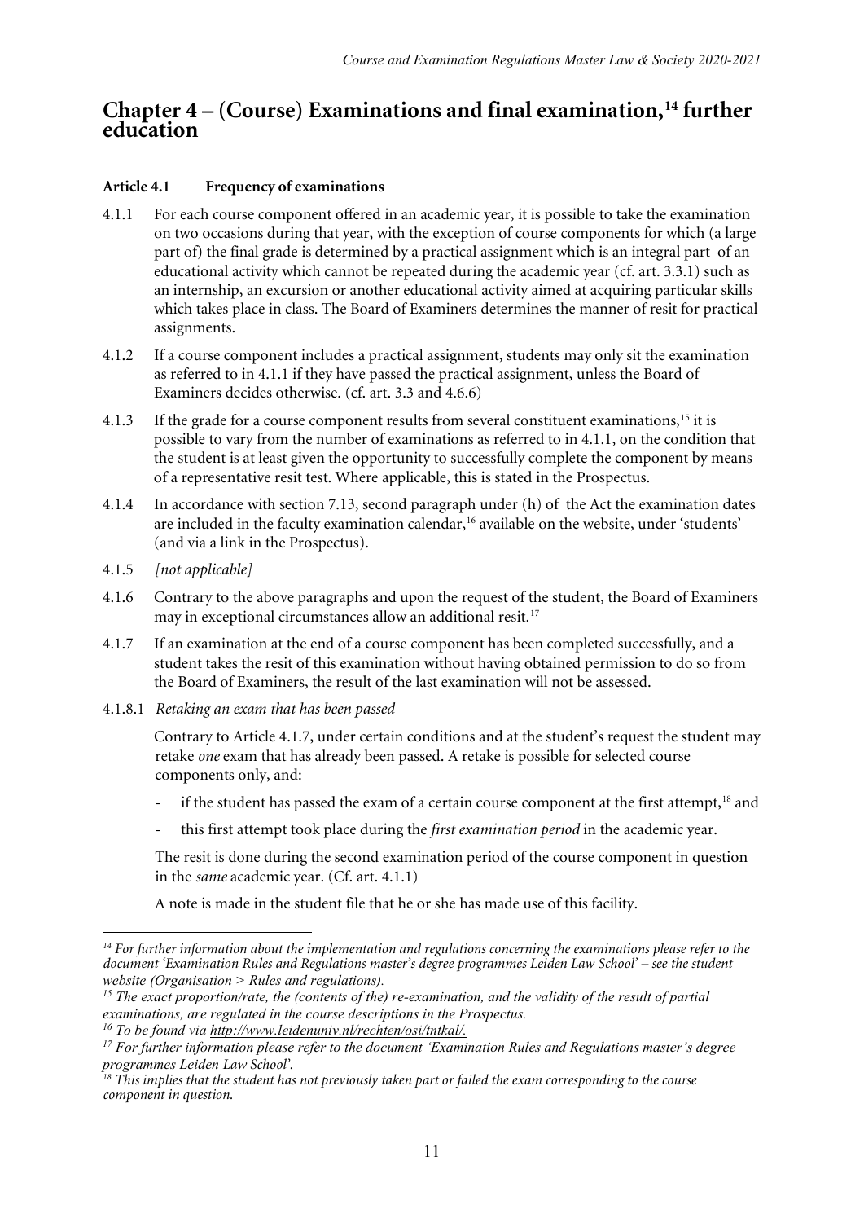# Chapter 4 – (Course) Examinations and final examination,[14] further education

### Article 4.1 Frequency of examinations

4.1.1 For each course component offered in an academic year, it is possible to take the examination on two occasions during that year, with the exception of course components for which (a large part of) the final grade is determined by a practical assignment which is an integral part of an educational activity which cannot be repeated during the academic year (cf. art. 3.3.1) such as an internship, an excursion or another educational activity aimed at acquiring particular skills which takes place in class. The Board of Examiners determines the manner of resit for practical assignments.

4.1.2 If a course component includes a practical assignment, students may only sit the examination as referred to in 4.1.1 if they have passed the practical assignment, unless the Board of Examiners decides otherwise. (cf. art. 3.3 and 4.6.6)

4.1.3 If the grade for a course component results from several constituent examinations,[15] it is possible to vary from the number of examinations as referred to in 4.1.1, on the condition that the student is at least given the opportunity to successfully complete the component by means of a representative resit test. Where applicable, this is stated in the Prospectus.

4.1.4 In accordance with section 7.13, second paragraph under (h) of the Act the examination dates are included in the faculty examination calendar,[16] available on the website, under 'students' (and via a link in the Prospectus).

4.1.5 *[not applicable]*

4.1.6 Contrary to the above paragraphs and upon the request of the student, the Board of Examiners may in exceptional circumstances allow an additional resit.[17]

4.1.7 If an examination at the end of a course component has been completed successfully, and a student takes the resit of this examination without having obtained permission to do so from the Board of Examiners, the result of the last examination will not be assessed.

4.1.8.1 *Retaking an exam that has been passed*

Contrary to Article 4.1.7, under certain conditions and at the student's request the student may retake ***one*** exam that has already been passed. A retake is possible for selected course components only, and:

- if the student has passed the exam of a certain course component at the first attempt,[18] and
- this first attempt took place during the *first examination period* in the academic year.

The resit is done during the second examination period of the course component in question in the *same* academic year. (Cf. art. 4.1.1)

A note is made in the student file that he or she has made use of this facility.

---

*[14] For further information about the implementation and regulations concerning the examinations please refer to the document 'Examination Rules and Regulations master's degree programmes Leiden Law School' – see the student website (Organisation > Rules and regulations).*

*[15] The exact proportion/rate, the (contents of the) re-examination, and the validity of the result of partial examinations, are regulated in the course descriptions in the Prospectus.*

*[16] To be found via http://www.leidenuniv.nl/rechten/osi/tntkal/.*

*[17] For further information please refer to the document 'Examination Rules and Regulations master's degree programmes Leiden Law School'.*

*[18] This implies that the student has not previously taken part or failed the exam corresponding to the course component in question.*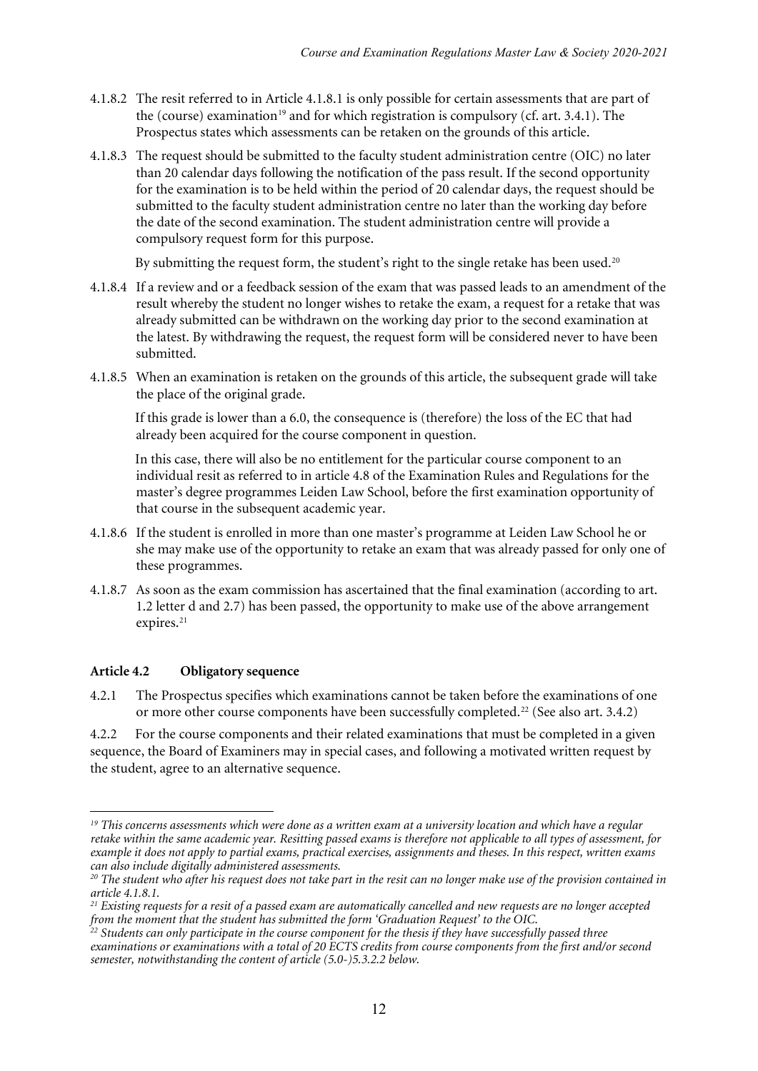4.1.8.2 The resit referred to in Article 4.1.8.1 is only possible for certain assessments that are part of the (course) examination[19] and for which registration is compulsory (cf. art. 3.4.1). The Prospectus states which assessments can be retaken on the grounds of this article.

4.1.8.3 The request should be submitted to the faculty student administration centre (OIC) no later than 20 calendar days following the notification of the pass result. If the second opportunity for the examination is to be held within the period of 20 calendar days, the request should be submitted to the faculty student administration centre no later than the working day before the date of the second examination. The student administration centre will provide a compulsory request form for this purpose.

By submitting the request form, the student's right to the single retake has been used.[20]

4.1.8.4 If a review and or a feedback session of the exam that was passed leads to an amendment of the result whereby the student no longer wishes to retake the exam, a request for a retake that was already submitted can be withdrawn on the working day prior to the second examination at the latest. By withdrawing the request, the request form will be considered never to have been submitted.

4.1.8.5 When an examination is retaken on the grounds of this article, the subsequent grade will take the place of the original grade.

If this grade is lower than a 6.0, the consequence is (therefore) the loss of the EC that had already been acquired for the course component in question.

In this case, there will also be no entitlement for the particular course component to an individual resit as referred to in article 4.8 of the Examination Rules and Regulations for the master's degree programmes Leiden Law School, before the first examination opportunity of that course in the subsequent academic year.

4.1.8.6 If the student is enrolled in more than one master's programme at Leiden Law School he or she may make use of the opportunity to retake an exam that was already passed for only one of these programmes.

4.1.8.7 As soon as the exam commission has ascertained that the final examination (according to art. 1.2 letter d and 2.7) has been passed, the opportunity to make use of the above arrangement expires.[21]

### Article 4.2 Obligatory sequence

4.2.1 The Prospectus specifies which examinations cannot be taken before the examinations of one or more other course components have been successfully completed.[22] (See also art. 3.4.2)

4.2.2 For the course components and their related examinations that must be completed in a given sequence, the Board of Examiners may in special cases, and following a motivated written request by the student, agree to an alternative sequence.

---

*[19] This concerns assessments which were done as a written exam at a university location and which have a regular retake within the same academic year. Resitting passed exams is therefore not applicable to all types of assessment, for example it does not apply to partial exams, practical exercises, assignments and theses. In this respect, written exams can also include digitally administered assessments.*

*[20] The student who after his request does not take part in the resit can no longer make use of the provision contained in article 4.1.8.1.*

*[21] Existing requests for a resit of a passed exam are automatically cancelled and new requests are no longer accepted from the moment that the student has submitted the form 'Graduation Request' to the OIC.*

*[22] Students can only participate in the course component for the thesis if they have successfully passed three examinations or examinations with a total of 20 ECTS credits from course components from the first and/or second semester, notwithstanding the content of article (5.0-)5.3.2.2 below.*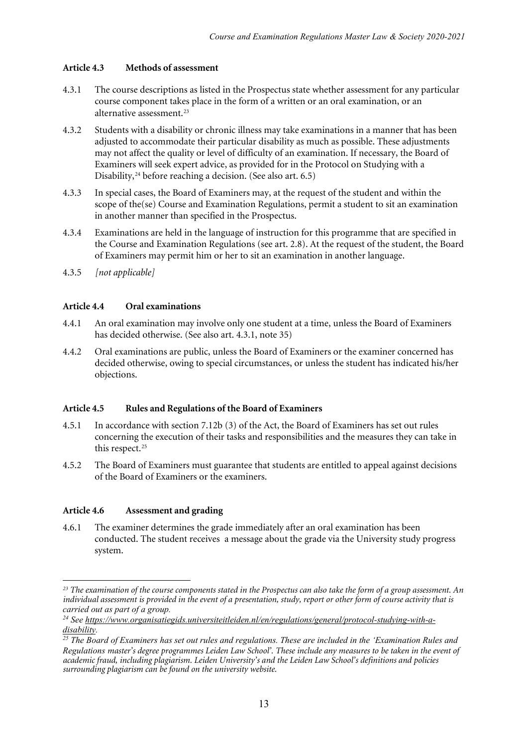### Article 4.3 Methods of assessment

4.3.1 The course descriptions as listed in the Prospectus state whether assessment for any particular course component takes place in the form of a written or an oral examination, or an alternative assessment.[23]

4.3.2 Students with a disability or chronic illness may take examinations in a manner that has been adjusted to accommodate their particular disability as much as possible. These adjustments may not affect the quality or level of difficulty of an examination. If necessary, the Board of Examiners will seek expert advice, as provided for in the Protocol on Studying with a Disability,[24] before reaching a decision. (See also art. 6.5)

4.3.3 In special cases, the Board of Examiners may, at the request of the student and within the scope of the(se) Course and Examination Regulations, permit a student to sit an examination in another manner than specified in the Prospectus.

4.3.4 Examinations are held in the language of instruction for this programme that are specified in the Course and Examination Regulations (see art. 2.8). At the request of the student, the Board of Examiners may permit him or her to sit an examination in another language.

4.3.5 *[not applicable]*

### Article 4.4 Oral examinations

4.4.1 An oral examination may involve only one student at a time, unless the Board of Examiners has decided otherwise. (See also art. 4.3.1, note 35)

4.4.2 Oral examinations are public, unless the Board of Examiners or the examiner concerned has decided otherwise, owing to special circumstances, or unless the student has indicated his/her objections.

### Article 4.5 Rules and Regulations of the Board of Examiners

4.5.1 In accordance with section 7.12b (3) of the Act, the Board of Examiners has set out rules concerning the execution of their tasks and responsibilities and the measures they can take in this respect.[25]

4.5.2 The Board of Examiners must guarantee that students are entitled to appeal against decisions of the Board of Examiners or the examiners.

### Article 4.6 Assessment and grading

4.6.1 The examiner determines the grade immediately after an oral examination has been conducted. The student receives a message about the grade via the University study progress system.

---

*[23] The examination of the course components stated in the Prospectus can also take the form of a group assessment. An individual assessment is provided in the event of a presentation, study, report or other form of course activity that is carried out as part of a group.*

*[24] See https://www.organisatiegids.universiteitleiden.nl/en/regulations/general/protocol-studying-with-a-disability.*

*[25] The Board of Examiners has set out rules and regulations. These are included in the 'Examination Rules and Regulations master's degree programmes Leiden Law School'. These include any measures to be taken in the event of academic fraud, including plagiarism. Leiden University's and the Leiden Law School's definitions and policies surrounding plagiarism can be found on the university website.*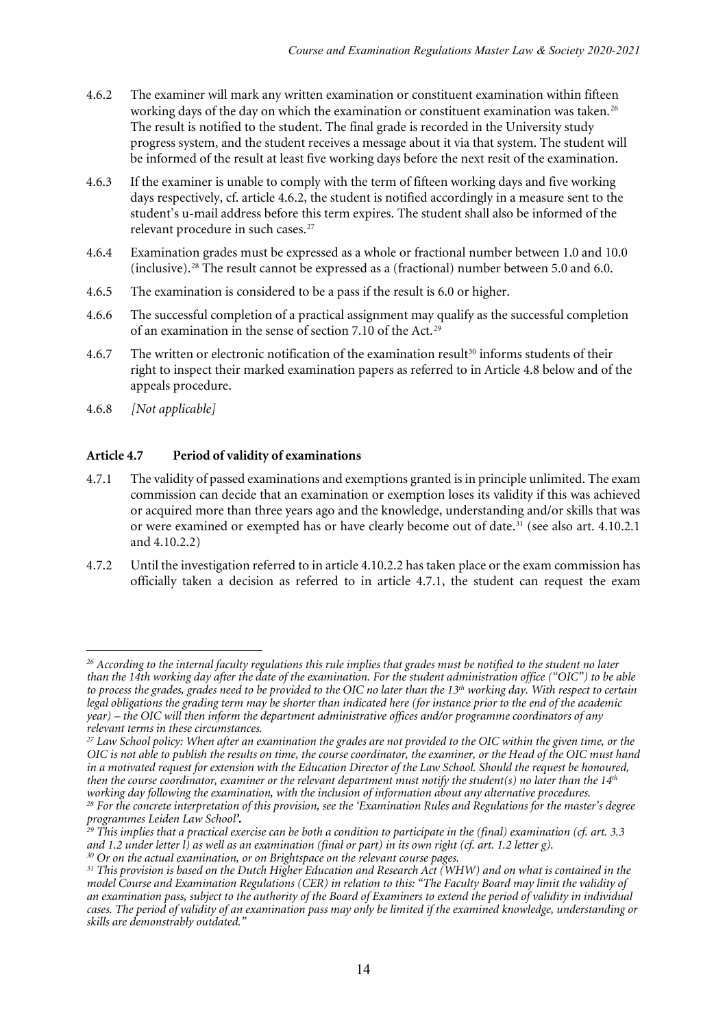4.6.2 The examiner will mark any written examination or constituent examination within fifteen working days of the day on which the examination or constituent examination was taken.[26] The result is notified to the student. The final grade is recorded in the University study progress system, and the student receives a message about it via that system. The student will be informed of the result at least five working days before the next resit of the examination.

4.6.3 If the examiner is unable to comply with the term of fifteen working days and five working days respectively, cf. article 4.6.2, the student is notified accordingly in a measure sent to the student's u-mail address before this term expires. The student shall also be informed of the relevant procedure in such cases.[27]

4.6.4 Examination grades must be expressed as a whole or fractional number between 1.0 and 10.0 (inclusive).[28] The result cannot be expressed as a (fractional) number between 5.0 and 6.0.

4.6.5 The examination is considered to be a pass if the result is 6.0 or higher.

4.6.6 The successful completion of a practical assignment may qualify as the successful completion of an examination in the sense of section 7.10 of the Act.[29]

4.6.7 The written or electronic notification of the examination result[30] informs students of their right to inspect their marked examination papers as referred to in Article 4.8 below and of the appeals procedure.

4.6.8 *[Not applicable]*

#### Article 4.7 Period of validity of examinations

4.7.1 The validity of passed examinations and exemptions granted is in principle unlimited. The exam commission can decide that an examination or exemption loses its validity if this was achieved or acquired more than three years ago and the knowledge, understanding and/or skills that was or were examined or exempted has or have clearly become out of date.[31] (see also art. 4.10.2.1 and 4.10.2.2)

4.7.2 Until the investigation referred to in article 4.10.2.2 has taken place or the exam commission has officially taken a decision as referred to in article 4.7.1, the student can request the exam

---

*[26] According to the internal faculty regulations this rule implies that grades must be notified to the student no later than the 14th working day after the date of the examination. For the student administration office ("OIC") to be able to process the grades, grades need to be provided to the OIC no later than the 13th working day. With respect to certain legal obligations the grading term may be shorter than indicated here (for instance prior to the end of the academic year) – the OIC will then inform the department administrative offices and/or programme coordinators of any relevant terms in these circumstances.*

*[27] Law School policy: When after an examination the grades are not provided to the OIC within the given time, or the OIC is not able to publish the results on time, the course coordinator, the examiner, or the Head of the OIC must hand in a motivated request for extension with the Education Director of the Law School. Should the request be honoured, then the course coordinator, examiner or the relevant department must notify the student(s) no later than the 14th working day following the examination, with the inclusion of information about any alternative procedures.*

*[28] For the concrete interpretation of this provision, see the 'Examination Rules and Regulations for the master's degree programmes Leiden Law School'.*

*[29] This implies that a practical exercise can be both a condition to participate in the (final) examination (cf. art. 3.3 and 1.2 under letter l) as well as an examination (final or part) in its own right (cf. art. 1.2 letter g).*

*[30] Or on the actual examination, or on Brightspace on the relevant course pages.*

*[31] This provision is based on the Dutch Higher Education and Research Act (WHW) and on what is contained in the model Course and Examination Regulations (CER) in relation to this: "The Faculty Board may limit the validity of an examination pass, subject to the authority of the Board of Examiners to extend the period of validity in individual cases. The period of validity of an examination pass may only be limited if the examined knowledge, understanding or skills are demonstrably outdated."*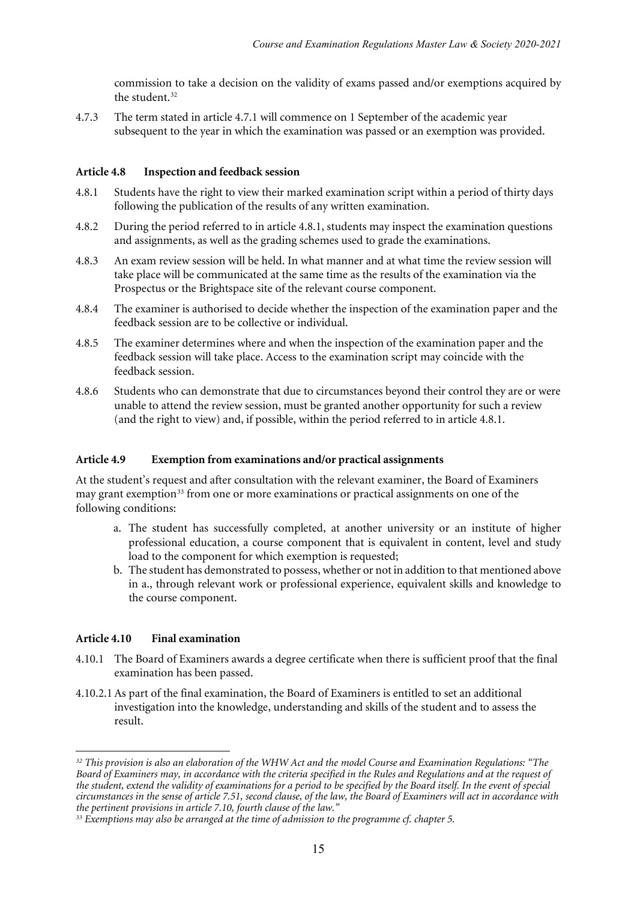commission to take a decision on the validity of exams passed and/or exemptions acquired by the student.[32]

4.7.3 The term stated in article 4.7.1 will commence on 1 September of the academic year subsequent to the year in which the examination was passed or an exemption was provided.

### Article 4.8 Inspection and feedback session

4.8.1 Students have the right to view their marked examination script within a period of thirty days following the publication of the results of any written examination.

4.8.2 During the period referred to in article 4.8.1, students may inspect the examination questions and assignments, as well as the grading schemes used to grade the examinations.

4.8.3 An exam review session will be held. In what manner and at what time the review session will take place will be communicated at the same time as the results of the examination via the Prospectus or the Brightspace site of the relevant course component.

4.8.4 The examiner is authorised to decide whether the inspection of the examination paper and the feedback session are to be collective or individual.

4.8.5 The examiner determines where and when the inspection of the examination paper and the feedback session will take place. Access to the examination script may coincide with the feedback session.

4.8.6 Students who can demonstrate that due to circumstances beyond their control they are or were unable to attend the review session, must be granted another opportunity for such a review (and the right to view) and, if possible, within the period referred to in article 4.8.1.

### Article 4.9 Exemption from examinations and/or practical assignments

At the student's request and after consultation with the relevant examiner, the Board of Examiners may grant exemption[33] from one or more examinations or practical assignments on one of the following conditions:

a. The student has successfully completed, at another university or an institute of higher professional education, a course component that is equivalent in content, level and study load to the component for which exemption is requested;
b. The student has demonstrated to possess, whether or not in addition to that mentioned above in a., through relevant work or professional experience, equivalent skills and knowledge to the course component.

### Article 4.10 Final examination

4.10.1 The Board of Examiners awards a degree certificate when there is sufficient proof that the final examination has been passed.

4.10.2.1 As part of the final examination, the Board of Examiners is entitled to set an additional investigation into the knowledge, understanding and skills of the student and to assess the result.

---

[32] *This provision is also an elaboration of the WHW Act and the model Course and Examination Regulations: "The Board of Examiners may, in accordance with the criteria specified in the Rules and Regulations and at the request of the student, extend the validity of examinations for a period to be specified by the Board itself. In the event of special circumstances in the sense of article 7.51, second clause, of the law, the Board of Examiners will act in accordance with the pertinent provisions in article 7.10, fourth clause of the law."*

[33] *Exemptions may also be arranged at the time of admission to the programme cf. chapter 5.*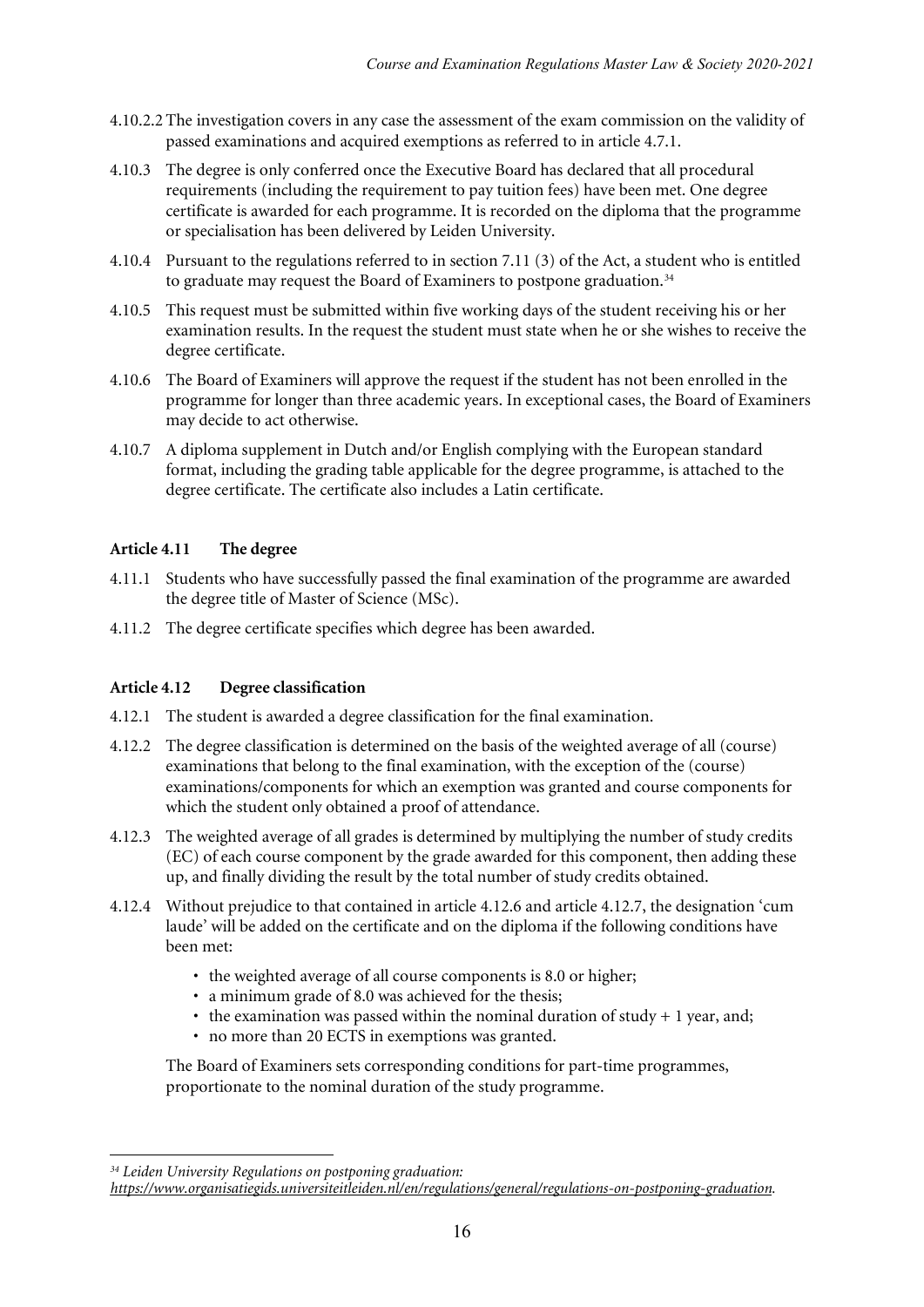4.10.2.2 The investigation covers in any case the assessment of the exam commission on the validity of passed examinations and acquired exemptions as referred to in article 4.7.1.

4.10.3 The degree is only conferred once the Executive Board has declared that all procedural requirements (including the requirement to pay tuition fees) have been met. One degree certificate is awarded for each programme. It is recorded on the diploma that the programme or specialisation has been delivered by Leiden University.

4.10.4 Pursuant to the regulations referred to in section 7.11 (3) of the Act, a student who is entitled to graduate may request the Board of Examiners to postpone graduation.[34]

4.10.5 This request must be submitted within five working days of the student receiving his or her examination results. In the request the student must state when he or she wishes to receive the degree certificate.

4.10.6 The Board of Examiners will approve the request if the student has not been enrolled in the programme for longer than three academic years. In exceptional cases, the Board of Examiners may decide to act otherwise.

4.10.7 A diploma supplement in Dutch and/or English complying with the European standard format, including the grading table applicable for the degree programme, is attached to the degree certificate. The certificate also includes a Latin certificate.

### Article 4.11 The degree

4.11.1 Students who have successfully passed the final examination of the programme are awarded the degree title of Master of Science (MSc).

4.11.2 The degree certificate specifies which degree has been awarded.

### Article 4.12 Degree classification

4.12.1 The student is awarded a degree classification for the final examination.

4.12.2 The degree classification is determined on the basis of the weighted average of all (course) examinations that belong to the final examination, with the exception of the (course) examinations/components for which an exemption was granted and course components for which the student only obtained a proof of attendance.

4.12.3 The weighted average of all grades is determined by multiplying the number of study credits (EC) of each course component by the grade awarded for this component, then adding these up, and finally dividing the result by the total number of study credits obtained.

4.12.4 Without prejudice to that contained in article 4.12.6 and article 4.12.7, the designation 'cum laude' will be added on the certificate and on the diploma if the following conditions have been met:

- the weighted average of all course components is 8.0 or higher;
- a minimum grade of 8.0 was achieved for the thesis;
- the examination was passed within the nominal duration of study + 1 year, and;
- no more than 20 ECTS in exemptions was granted.

The Board of Examiners sets corresponding conditions for part-time programmes, proportionate to the nominal duration of the study programme.

---

[34] *Leiden University Regulations on postponing graduation: https://www.organisatiegids.universiteitleiden.nl/en/regulations/general/regulations-on-postponing-graduation.*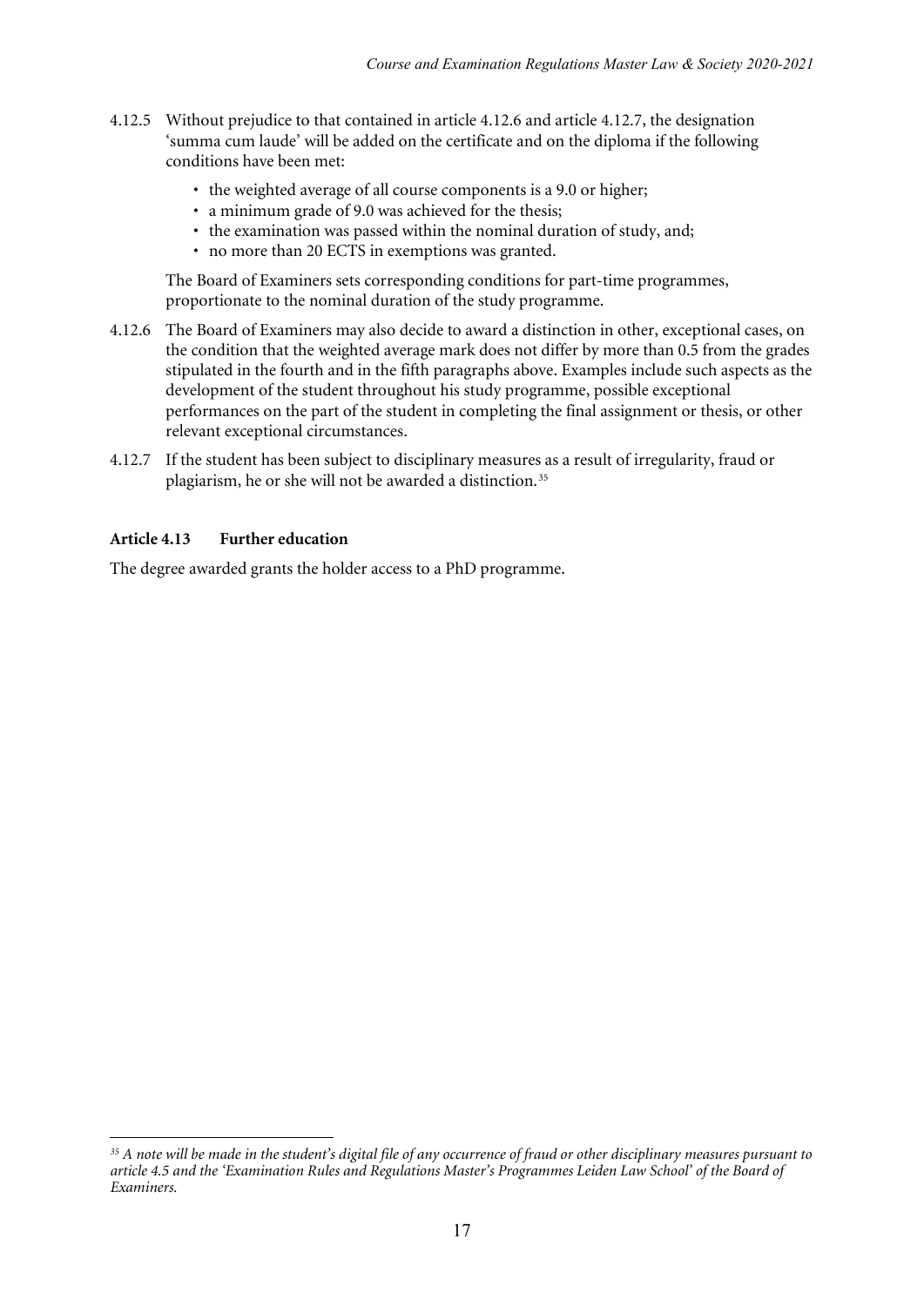4.12.5 Without prejudice to that contained in article 4.12.6 and article 4.12.7, the designation 'summa cum laude' will be added on the certificate and on the diploma if the following conditions have been met:

- the weighted average of all course components is a 9.0 or higher;
- a minimum grade of 9.0 was achieved for the thesis;
- the examination was passed within the nominal duration of study, and;
- no more than 20 ECTS in exemptions was granted.

The Board of Examiners sets corresponding conditions for part-time programmes, proportionate to the nominal duration of the study programme.

4.12.6 The Board of Examiners may also decide to award a distinction in other, exceptional cases, on the condition that the weighted average mark does not differ by more than 0.5 from the grades stipulated in the fourth and in the fifth paragraphs above. Examples include such aspects as the development of the student throughout his study programme, possible exceptional performances on the part of the student in completing the final assignment or thesis, or other relevant exceptional circumstances.

4.12.7 If the student has been subject to disciplinary measures as a result of irregularity, fraud or plagiarism, he or she will not be awarded a distinction.[35]

**Article 4.13 Further education**

The degree awarded grants the holder access to a PhD programme.

---

*[35] A note will be made in the student's digital file of any occurrence of fraud or other disciplinary measures pursuant to article 4.5 and the 'Examination Rules and Regulations Master's Programmes Leiden Law School' of the Board of Examiners.*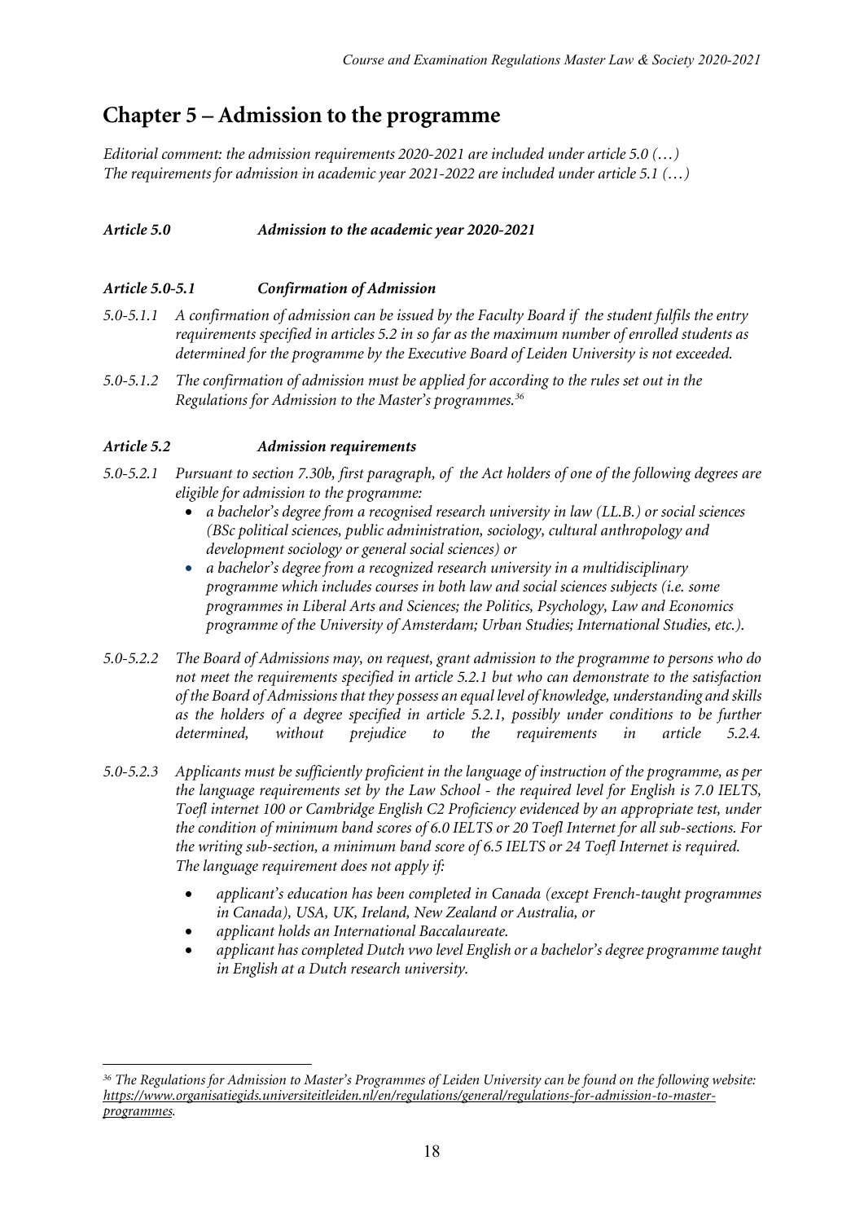# Chapter 5 – Admission to the programme

*Editorial comment: the admission requirements 2020-2021 are included under article 5.0 (…)*
*The requirements for admission in academic year 2021-2022 are included under article 5.1 (…)*

***Article 5.0 Admission to the academic year 2020-2021***

***Article 5.0-5.1 Confirmation of Admission***

*5.0-5.1.1 A confirmation of admission can be issued by the Faculty Board if the student fulfils the entry requirements specified in articles 5.2 in so far as the maximum number of enrolled students as determined for the programme by the Executive Board of Leiden University is not exceeded.*

*5.0-5.1.2 The confirmation of admission must be applied for according to the rules set out in the Regulations for Admission to the Master's programmes.*[36]

***Article 5.2 Admission requirements***

*5.0-5.2.1 Pursuant to section 7.30b, first paragraph, of the Act holders of one of the following degrees are eligible for admission to the programme:*

- *a bachelor's degree from a recognised research university in law (LL.B.) or social sciences (BSc political sciences, public administration, sociology, cultural anthropology and development sociology or general social sciences) or*
- *a bachelor's degree from a recognized research university in a multidisciplinary programme which includes courses in both law and social sciences subjects (i.e. some programmes in Liberal Arts and Sciences; the Politics, Psychology, Law and Economics programme of the University of Amsterdam; Urban Studies; International Studies, etc.).*

*5.0-5.2.2 The Board of Admissions may, on request, grant admission to the programme to persons who do not meet the requirements specified in article 5.2.1 but who can demonstrate to the satisfaction of the Board of Admissions that they possess an equal level of knowledge, understanding and skills as the holders of a degree specified in article 5.2.1, possibly under conditions to be further determined, without prejudice to the requirements in article 5.2.4.*

*5.0-5.2.3 Applicants must be sufficiently proficient in the language of instruction of the programme, as per the language requirements set by the Law School - the required level for English is 7.0 IELTS, Toefl internet 100 or Cambridge English C2 Proficiency evidenced by an appropriate test, under the condition of minimum band scores of 6.0 IELTS or 20 Toefl Internet for all sub-sections. For the writing sub-section, a minimum band score of 6.5 IELTS or 24 Toefl Internet is required.*
*The language requirement does not apply if:*

- *applicant's education has been completed in Canada (except French-taught programmes in Canada), USA, UK, Ireland, New Zealand or Australia, or*
- *applicant holds an International Baccalaureate.*
- *applicant has completed Dutch vwo level English or a bachelor's degree programme taught in English at a Dutch research university.*

---

*[36] The Regulations for Admission to Master's Programmes of Leiden University can be found on the following website: https://www.organisatiegids.universiteitleiden.nl/en/regulations/general/regulations-for-admission-to-master-programmes.*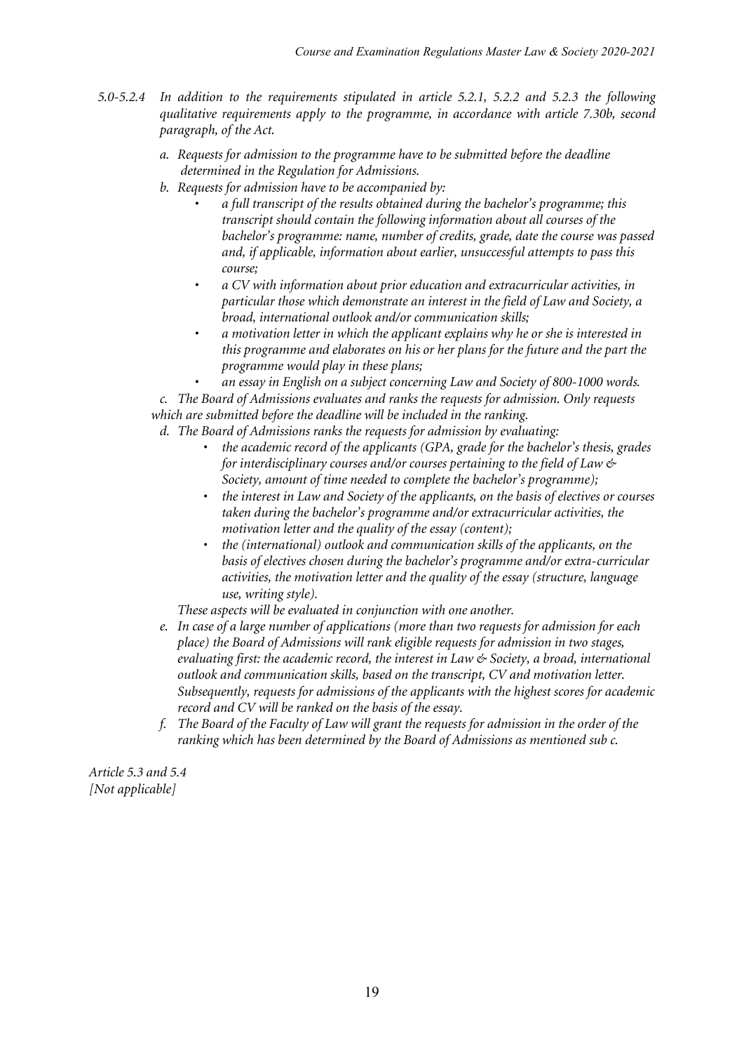*5.0-5.2.4 In addition to the requirements stipulated in article 5.2.1, 5.2.2 and 5.2.3 the following qualitative requirements apply to the programme, in accordance with article 7.30b, second paragraph, of the Act.*

*a. Requests for admission to the programme have to be submitted before the deadline determined in the Regulation for Admissions.*

*b. Requests for admission have to be accompanied by:*
   - *a full transcript of the results obtained during the bachelor's programme; this transcript should contain the following information about all courses of the bachelor's programme: name, number of credits, grade, date the course was passed and, if applicable, information about earlier, unsuccessful attempts to pass this course;*
   - *a CV with information about prior education and extracurricular activities, in particular those which demonstrate an interest in the field of Law and Society, a broad, international outlook and/or communication skills;*
   - *a motivation letter in which the applicant explains why he or she is interested in this programme and elaborates on his or her plans for the future and the part the programme would play in these plans;*
   - *an essay in English on a subject concerning Law and Society of 800-1000 words.*

*c. The Board of Admissions evaluates and ranks the requests for admission. Only requests which are submitted before the deadline will be included in the ranking.*

*d. The Board of Admissions ranks the requests for admission by evaluating:*
   - *the academic record of the applicants (GPA, grade for the bachelor's thesis, grades for interdisciplinary courses and/or courses pertaining to the field of Law & Society, amount of time needed to complete the bachelor's programme);*
   - *the interest in Law and Society of the applicants, on the basis of electives or courses taken during the bachelor's programme and/or extracurricular activities, the motivation letter and the quality of the essay (content);*
   - *the (international) outlook and communication skills of the applicants, on the basis of electives chosen during the bachelor's programme and/or extra-curricular activities, the motivation letter and the quality of the essay (structure, language use, writing style).*

   *These aspects will be evaluated in conjunction with one another.*

*e. In case of a large number of applications (more than two requests for admission for each place) the Board of Admissions will rank eligible requests for admission in two stages, evaluating first: the academic record, the interest in Law & Society, a broad, international outlook and communication skills, based on the transcript, CV and motivation letter. Subsequently, requests for admissions of the applicants with the highest scores for academic record and CV will be ranked on the basis of the essay.*

*f. The Board of the Faculty of Law will grant the requests for admission in the order of the ranking which has been determined by the Board of Admissions as mentioned sub c.*

*Article 5.3 and 5.4*
*[Not applicable]*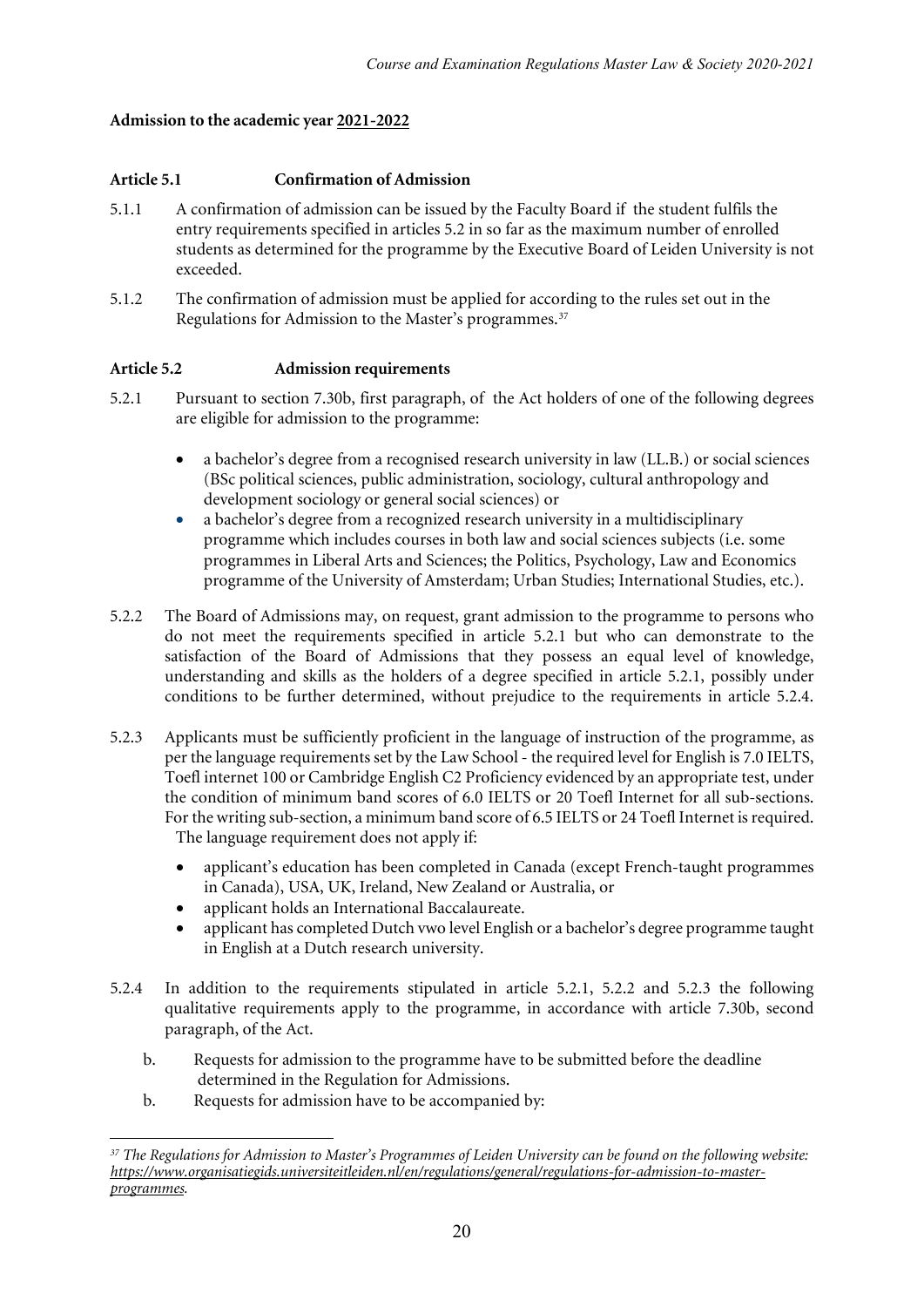**Admission to the academic year 2021-2022**

**Article 5.1 Confirmation of Admission**

5.1.1 A confirmation of admission can be issued by the Faculty Board if the student fulfils the entry requirements specified in articles 5.2 in so far as the maximum number of enrolled students as determined for the programme by the Executive Board of Leiden University is not exceeded.

5.1.2 The confirmation of admission must be applied for according to the rules set out in the Regulations for Admission to the Master's programmes.[37]

**Article 5.2 Admission requirements**

5.2.1 Pursuant to section 7.30b, first paragraph, of the Act holders of one of the following degrees are eligible for admission to the programme:

- a bachelor's degree from a recognised research university in law (LL.B.) or social sciences (BSc political sciences, public administration, sociology, cultural anthropology and development sociology or general social sciences) or
- a bachelor's degree from a recognized research university in a multidisciplinary programme which includes courses in both law and social sciences subjects (i.e. some programmes in Liberal Arts and Sciences; the Politics, Psychology, Law and Economics programme of the University of Amsterdam; Urban Studies; International Studies, etc.).

5.2.2 The Board of Admissions may, on request, grant admission to the programme to persons who do not meet the requirements specified in article 5.2.1 but who can demonstrate to the satisfaction of the Board of Admissions that they possess an equal level of knowledge, understanding and skills as the holders of a degree specified in article 5.2.1, possibly under conditions to be further determined, without prejudice to the requirements in article 5.2.4.

5.2.3 Applicants must be sufficiently proficient in the language of instruction of the programme, as per the language requirements set by the Law School - the required level for English is 7.0 IELTS, Toefl internet 100 or Cambridge English C2 Proficiency evidenced by an appropriate test, under the condition of minimum band scores of 6.0 IELTS or 20 Toefl Internet for all sub-sections. For the writing sub-section, a minimum band score of 6.5 IELTS or 24 Toefl Internet is required. The language requirement does not apply if:

- applicant's education has been completed in Canada (except French-taught programmes in Canada), USA, UK, Ireland, New Zealand or Australia, or
- applicant holds an International Baccalaureate.
- applicant has completed Dutch vwo level English or a bachelor's degree programme taught in English at a Dutch research university.

5.2.4 In addition to the requirements stipulated in article 5.2.1, 5.2.2 and 5.2.3 the following qualitative requirements apply to the programme, in accordance with article 7.30b, second paragraph, of the Act.

b. Requests for admission to the programme have to be submitted before the deadline determined in the Regulation for Admissions.

b. Requests for admission have to be accompanied by:

---

[37] *The Regulations for Admission to Master's Programmes of Leiden University can be found on the following website: https://www.organisatiegids.universiteitleiden.nl/en/regulations/general/regulations-for-admission-to-master-programmes.*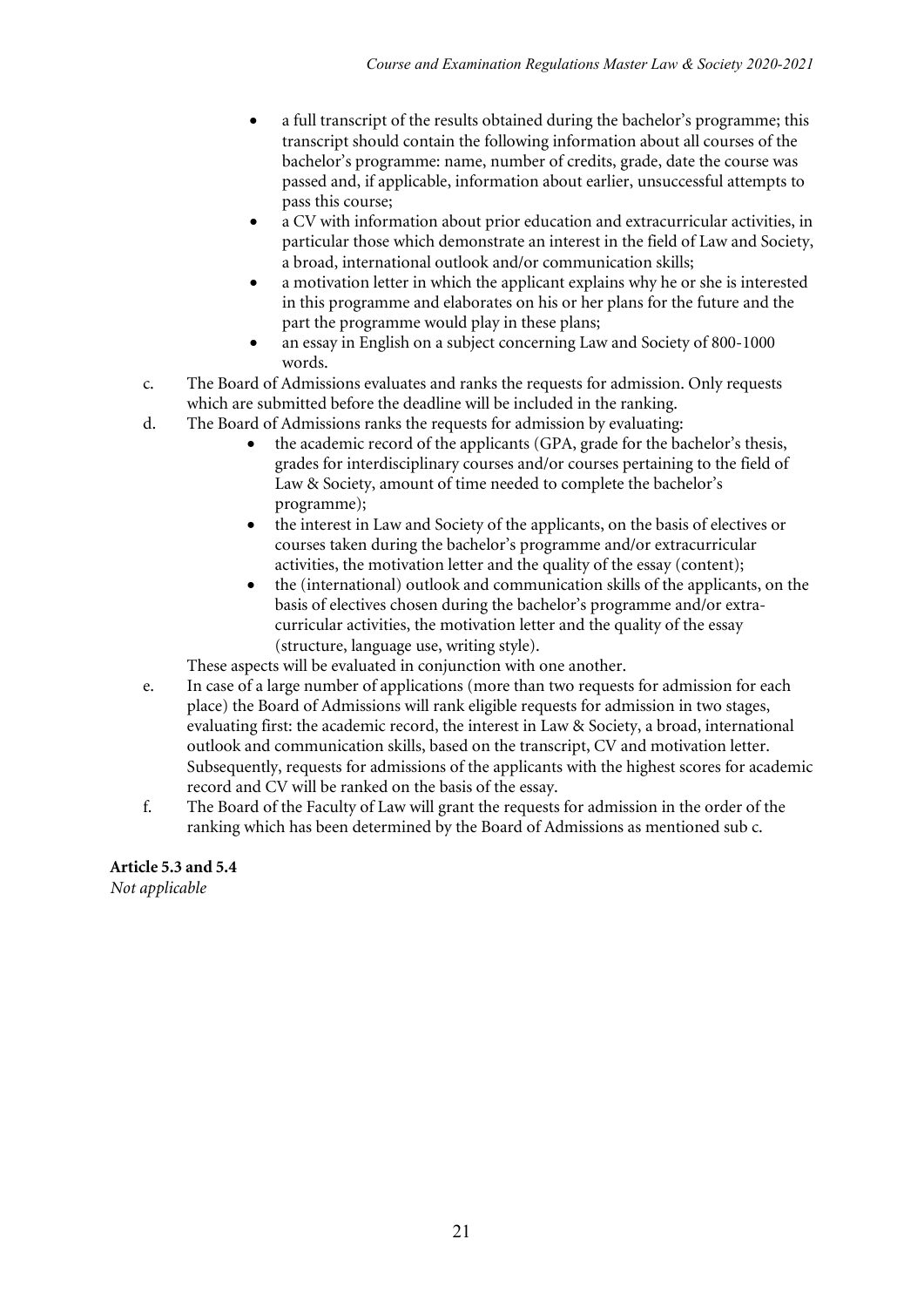- a full transcript of the results obtained during the bachelor's programme; this transcript should contain the following information about all courses of the bachelor's programme: name, number of credits, grade, date the course was passed and, if applicable, information about earlier, unsuccessful attempts to pass this course;
- a CV with information about prior education and extracurricular activities, in particular those which demonstrate an interest in the field of Law and Society, a broad, international outlook and/or communication skills;
- a motivation letter in which the applicant explains why he or she is interested in this programme and elaborates on his or her plans for the future and the part the programme would play in these plans;
- an essay in English on a subject concerning Law and Society of 800-1000 words.

c. The Board of Admissions evaluates and ranks the requests for admission. Only requests which are submitted before the deadline will be included in the ranking.

d. The Board of Admissions ranks the requests for admission by evaluating:
   - the academic record of the applicants (GPA, grade for the bachelor's thesis, grades for interdisciplinary courses and/or courses pertaining to the field of Law & Society, amount of time needed to complete the bachelor's programme);
   - the interest in Law and Society of the applicants, on the basis of electives or courses taken during the bachelor's programme and/or extracurricular activities, the motivation letter and the quality of the essay (content);
   - the (international) outlook and communication skills of the applicants, on the basis of electives chosen during the bachelor's programme and/or extra-curricular activities, the motivation letter and the quality of the essay (structure, language use, writing style).

   These aspects will be evaluated in conjunction with one another.

e. In case of a large number of applications (more than two requests for admission for each place) the Board of Admissions will rank eligible requests for admission in two stages, evaluating first: the academic record, the interest in Law & Society, a broad, international outlook and communication skills, based on the transcript, CV and motivation letter. Subsequently, requests for admissions of the applicants with the highest scores for academic record and CV will be ranked on the basis of the essay.

f. The Board of the Faculty of Law will grant the requests for admission in the order of the ranking which has been determined by the Board of Admissions as mentioned sub c.

**Article 5.3 and 5.4**

*Not applicable*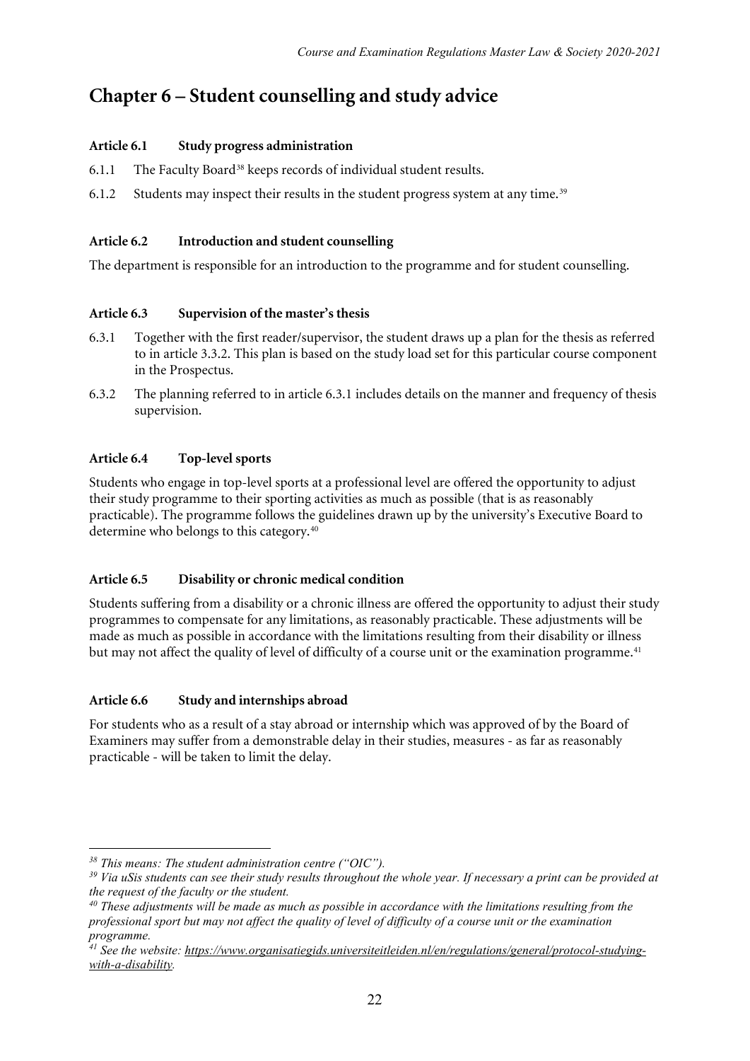# Chapter 6 – Student counselling and study advice

### Article 6.1 Study progress administration

6.1.1 The Faculty Board[38] keeps records of individual student results.

6.1.2 Students may inspect their results in the student progress system at any time.[39]

### Article 6.2 Introduction and student counselling

The department is responsible for an introduction to the programme and for student counselling.

### Article 6.3 Supervision of the master's thesis

6.3.1 Together with the first reader/supervisor, the student draws up a plan for the thesis as referred to in article 3.3.2. This plan is based on the study load set for this particular course component in the Prospectus.

6.3.2 The planning referred to in article 6.3.1 includes details on the manner and frequency of thesis supervision.

### Article 6.4 Top-level sports

Students who engage in top-level sports at a professional level are offered the opportunity to adjust their study programme to their sporting activities as much as possible (that is as reasonably practicable). The programme follows the guidelines drawn up by the university's Executive Board to determine who belongs to this category.[40]

### Article 6.5 Disability or chronic medical condition

Students suffering from a disability or a chronic illness are offered the opportunity to adjust their study programmes to compensate for any limitations, as reasonably practicable. These adjustments will be made as much as possible in accordance with the limitations resulting from their disability or illness but may not affect the quality of level of difficulty of a course unit or the examination programme.[41]

### Article 6.6 Study and internships abroad

For students who as a result of a stay abroad or internship which was approved of by the Board of Examiners may suffer from a demonstrable delay in their studies, measures - as far as reasonably practicable - will be taken to limit the delay.

---

[38] *This means: The student administration centre ("OIC").*

[39] *Via uSis students can see their study results throughout the whole year. If necessary a print can be provided at the request of the faculty or the student.*

[40] *These adjustments will be made as much as possible in accordance with the limitations resulting from the professional sport but may not affect the quality of level of difficulty of a course unit or the examination programme.*

[41] *See the website: https://www.organisatiegids.universiteitleiden.nl/en/regulations/general/protocol-studying-with-a-disability.*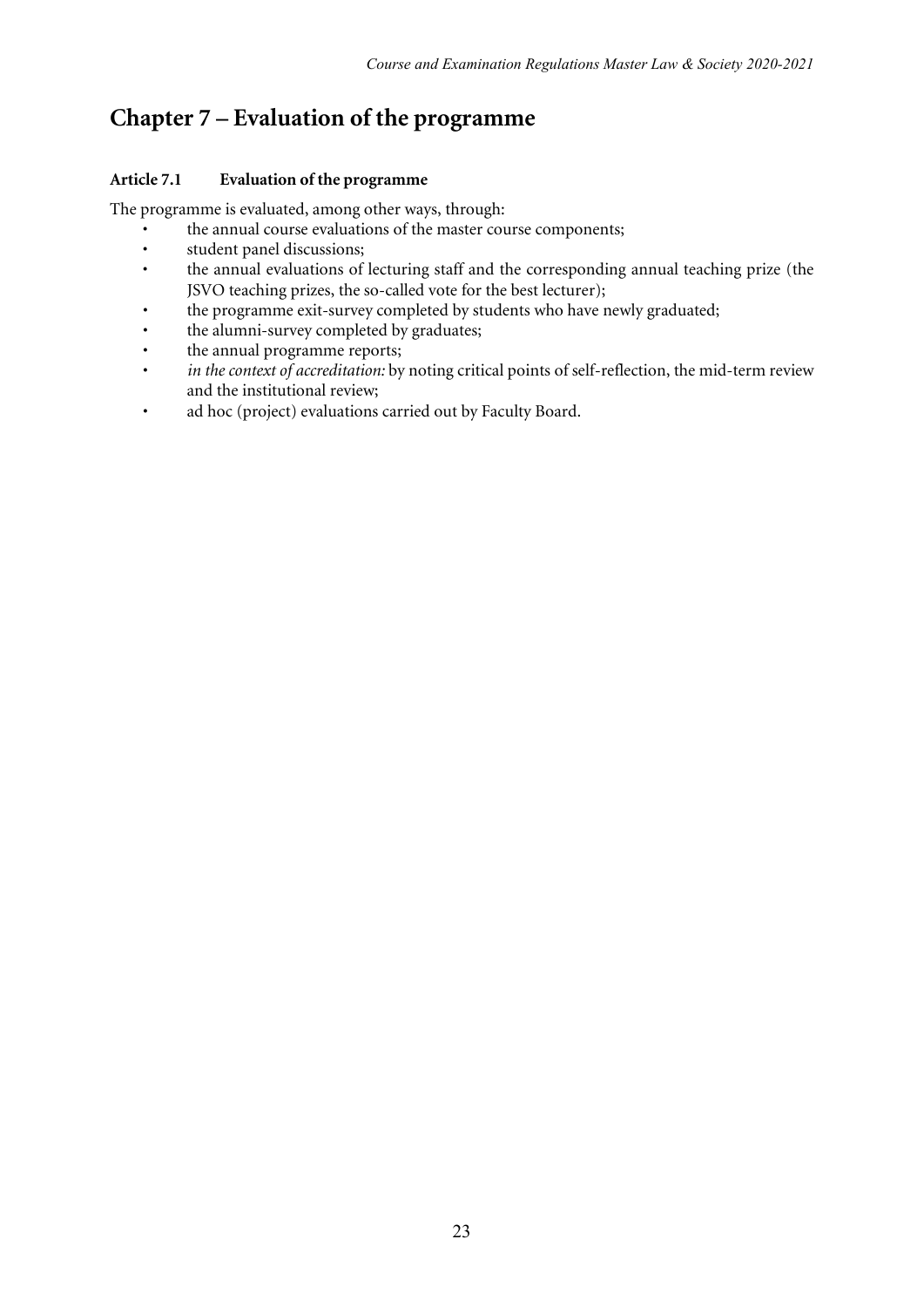# Chapter 7 – Evaluation of the programme

### Article 7.1 Evaluation of the programme

The programme is evaluated, among other ways, through:

- the annual course evaluations of the master course components;
- student panel discussions;
- the annual evaluations of lecturing staff and the corresponding annual teaching prize (the JSVO teaching prizes, the so-called vote for the best lecturer);
- the programme exit-survey completed by students who have newly graduated;
- the alumni-survey completed by graduates;
- the annual programme reports;
- *in the context of accreditation:* by noting critical points of self-reflection, the mid-term review and the institutional review;
- ad hoc (project) evaluations carried out by Faculty Board.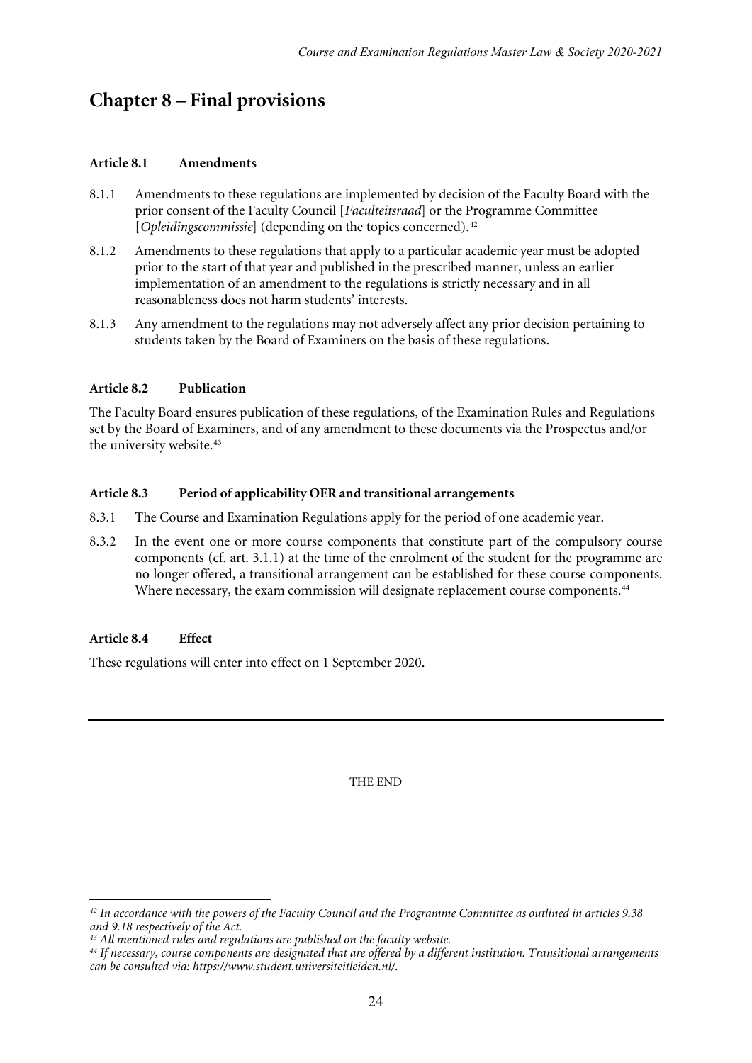# Chapter 8 – Final provisions

**Article 8.1 Amendments**

8.1.1 Amendments to these regulations are implemented by decision of the Faculty Board with the prior consent of the Faculty Council [*Faculteitsraad*] or the Programme Committee [*Opleidingscommissie*] (depending on the topics concerned).[42]

8.1.2 Amendments to these regulations that apply to a particular academic year must be adopted prior to the start of that year and published in the prescribed manner, unless an earlier implementation of an amendment to the regulations is strictly necessary and in all reasonableness does not harm students' interests.

8.1.3 Any amendment to the regulations may not adversely affect any prior decision pertaining to students taken by the Board of Examiners on the basis of these regulations.

**Article 8.2 Publication**

The Faculty Board ensures publication of these regulations, of the Examination Rules and Regulations set by the Board of Examiners, and of any amendment to these documents via the Prospectus and/or the university website.[43]

**Article 8.3 Period of applicability OER and transitional arrangements**

8.3.1 The Course and Examination Regulations apply for the period of one academic year.

8.3.2 In the event one or more course components that constitute part of the compulsory course components (cf. art. 3.1.1) at the time of the enrolment of the student for the programme are no longer offered, a transitional arrangement can be established for these course components. Where necessary, the exam commission will designate replacement course components.[44]

**Article 8.4 Effect**

These regulations will enter into effect on 1 September 2020.

---

THE END

---

[42] *In accordance with the powers of the Faculty Council and the Programme Committee as outlined in articles 9.38 and 9.18 respectively of the Act.*

[43] *All mentioned rules and regulations are published on the faculty website.*

[44] *If necessary, course components are designated that are offered by a different institution. Transitional arrangements can be consulted via: https://www.student.universiteitleiden.nl/.*